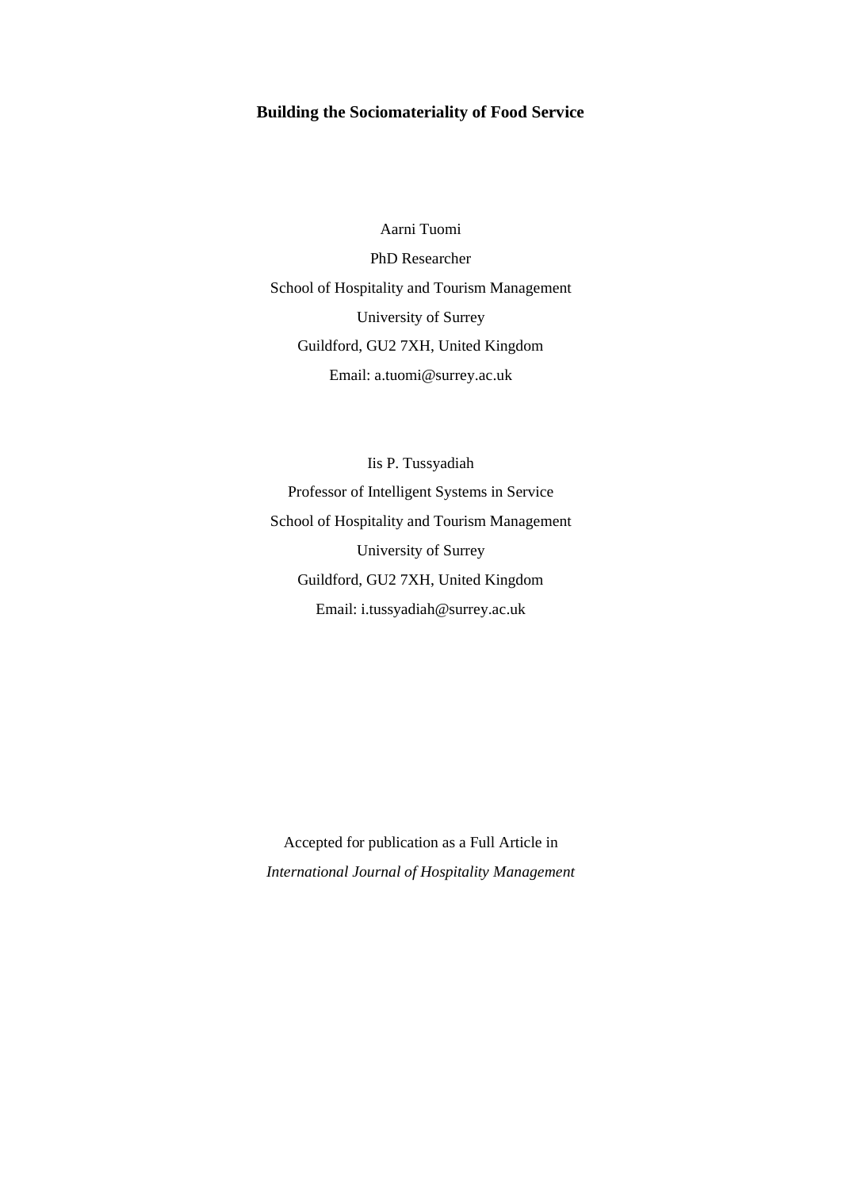# Building the Sociomateriality of Food Service

Aarni Tuomi

PhD Researcher

School of Hospitality and Tourism Management

University of Surrey

Guildford, GU2 7XH, United Kingdom

Email: a.tuomi@surrey.ac.uk

Iis P. Tussyadiah

Professor of Intelligent Systems in Service

School of Hospitality and Tourism Management

University of Surrey

Guildford, GU2 7XH, United Kingdom

Email: i.tussyadiah@surrey.ac.uk

Accepted for publication as a Full Article in

*International Journal of Hospitality Management*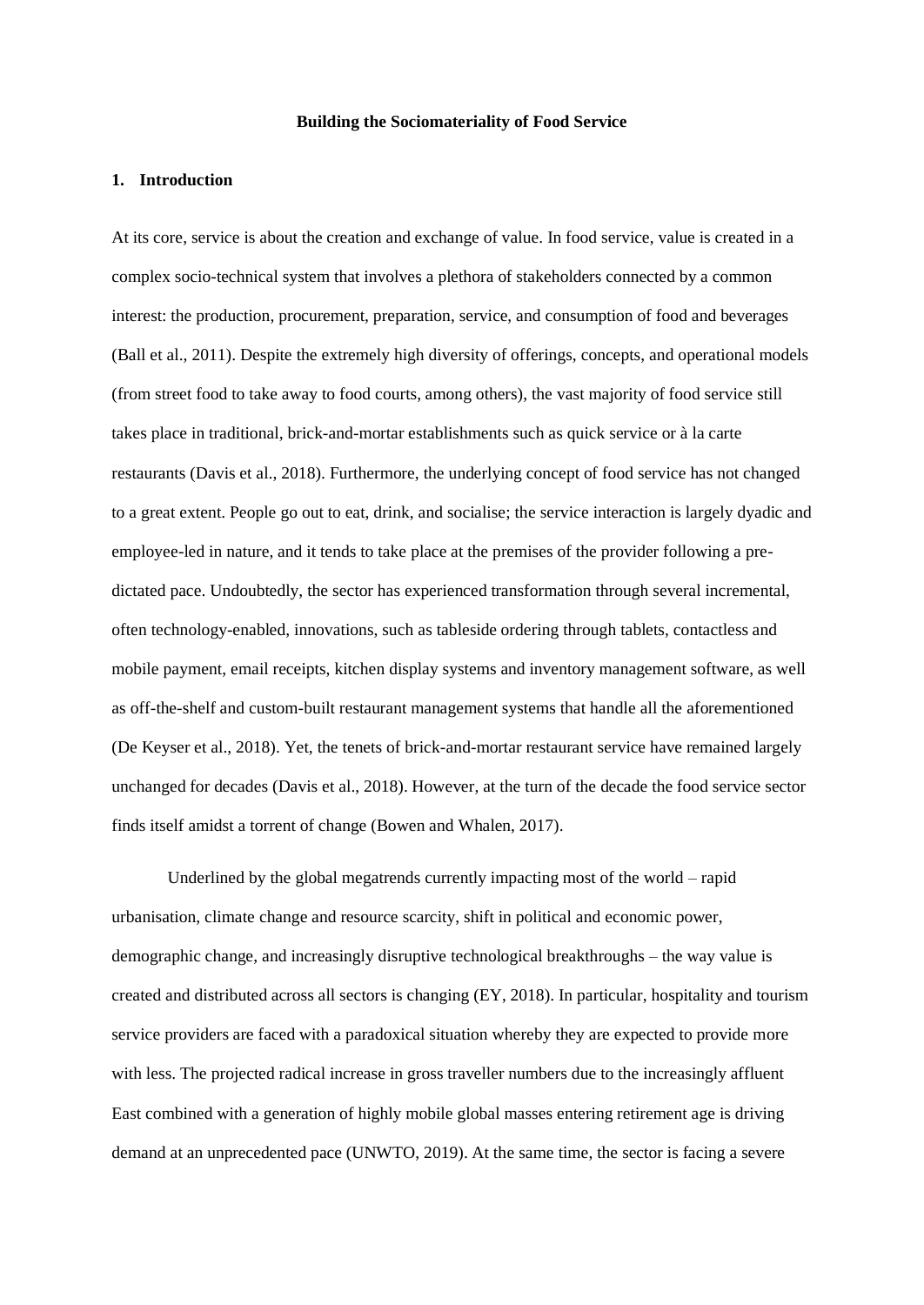**Building the Sociomateriality of Food Service**

## 1. Introduction

At its core, service is about the creation and exchange of value. In food service, value is created in a complex socio-technical system that involves a plethora of stakeholders connected by a common interest: the production, procurement, preparation, service, and consumption of food and beverages (Ball et al., 2011). Despite the extremely high diversity of offerings, concepts, and operational models (from street food to take away to food courts, among others), the vast majority of food service still takes place in traditional, brick-and-mortar establishments such as quick service or à la carte restaurants (Davis et al., 2018). Furthermore, the underlying concept of food service has not changed to a great extent. People go out to eat, drink, and socialise; the service interaction is largely dyadic and employee-led in nature, and it tends to take place at the premises of the provider following a pre-dictated pace. Undoubtedly, the sector has experienced transformation through several incremental, often technology-enabled, innovations, such as tableside ordering through tablets, contactless and mobile payment, email receipts, kitchen display systems and inventory management software, as well as off-the-shelf and custom-built restaurant management systems that handle all the aforementioned (De Keyser et al., 2018). Yet, the tenets of brick-and-mortar restaurant service have remained largely unchanged for decades (Davis et al., 2018). However, at the turn of the decade the food service sector finds itself amidst a torrent of change (Bowen and Whalen, 2017).

Underlined by the global megatrends currently impacting most of the world – rapid urbanisation, climate change and resource scarcity, shift in political and economic power, demographic change, and increasingly disruptive technological breakthroughs – the way value is created and distributed across all sectors is changing (EY, 2018). In particular, hospitality and tourism service providers are faced with a paradoxical situation whereby they are expected to provide more with less. The projected radical increase in gross traveller numbers due to the increasingly affluent East combined with a generation of highly mobile global masses entering retirement age is driving demand at an unprecedented pace (UNWTO, 2019). At the same time, the sector is facing a severe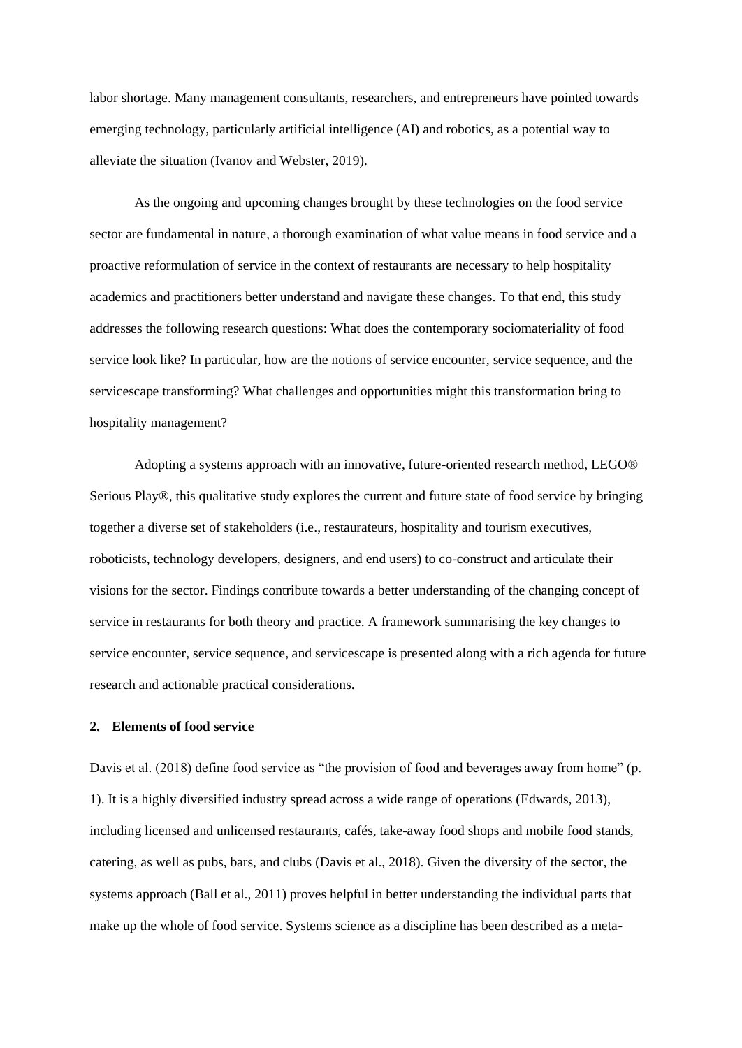labor shortage. Many management consultants, researchers, and entrepreneurs have pointed towards emerging technology, particularly artificial intelligence (AI) and robotics, as a potential way to alleviate the situation (Ivanov and Webster, 2019).

As the ongoing and upcoming changes brought by these technologies on the food service sector are fundamental in nature, a thorough examination of what value means in food service and a proactive reformulation of service in the context of restaurants are necessary to help hospitality academics and practitioners better understand and navigate these changes. To that end, this study addresses the following research questions: What does the contemporary sociomateriality of food service look like? In particular, how are the notions of service encounter, service sequence, and the servicescape transforming? What challenges and opportunities might this transformation bring to hospitality management?

Adopting a systems approach with an innovative, future-oriented research method, LEGO® Serious Play®, this qualitative study explores the current and future state of food service by bringing together a diverse set of stakeholders (i.e., restaurateurs, hospitality and tourism executives, roboticists, technology developers, designers, and end users) to co-construct and articulate their visions for the sector. Findings contribute towards a better understanding of the changing concept of service in restaurants for both theory and practice. A framework summarising the key changes to service encounter, service sequence, and servicescape is presented along with a rich agenda for future research and actionable practical considerations.

## 2. Elements of food service

Davis et al. (2018) define food service as "the provision of food and beverages away from home" (p. 1). It is a highly diversified industry spread across a wide range of operations (Edwards, 2013), including licensed and unlicensed restaurants, cafés, take-away food shops and mobile food stands, catering, as well as pubs, bars, and clubs (Davis et al., 2018). Given the diversity of the sector, the systems approach (Ball et al., 2011) proves helpful in better understanding the individual parts that make up the whole of food service. Systems science as a discipline has been described as a meta-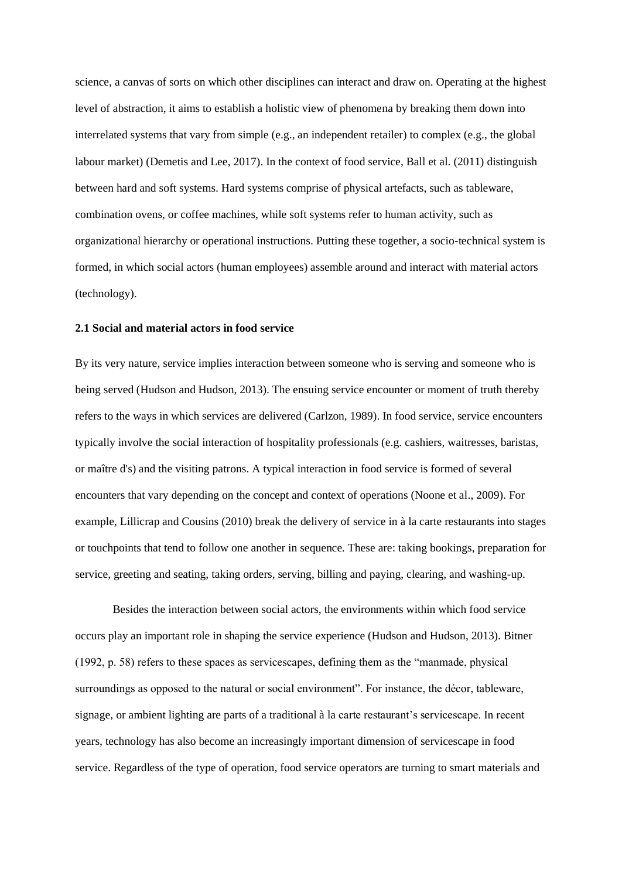science, a canvas of sorts on which other disciplines can interact and draw on. Operating at the highest level of abstraction, it aims to establish a holistic view of phenomena by breaking them down into interrelated systems that vary from simple (e.g., an independent retailer) to complex (e.g., the global labour market) (Demetis and Lee, 2017). In the context of food service, Ball et al. (2011) distinguish between hard and soft systems. Hard systems comprise of physical artefacts, such as tableware, combination ovens, or coffee machines, while soft systems refer to human activity, such as organizational hierarchy or operational instructions. Putting these together, a socio-technical system is formed, in which social actors (human employees) assemble around and interact with material actors (technology).

### 2.1 Social and material actors in food service

By its very nature, service implies interaction between someone who is serving and someone who is being served (Hudson and Hudson, 2013). The ensuing service encounter or moment of truth thereby refers to the ways in which services are delivered (Carlzon, 1989). In food service, service encounters typically involve the social interaction of hospitality professionals (e.g. cashiers, waitresses, baristas, or maître d's) and the visiting patrons. A typical interaction in food service is formed of several encounters that vary depending on the concept and context of operations (Noone et al., 2009). For example, Lillicrap and Cousins (2010) break the delivery of service in à la carte restaurants into stages or touchpoints that tend to follow one another in sequence. These are: taking bookings, preparation for service, greeting and seating, taking orders, serving, billing and paying, clearing, and washing-up.

Besides the interaction between social actors, the environments within which food service occurs play an important role in shaping the service experience (Hudson and Hudson, 2013). Bitner (1992, p. 58) refers to these spaces as servicescapes, defining them as the "manmade, physical surroundings as opposed to the natural or social environment". For instance, the décor, tableware, signage, or ambient lighting are parts of a traditional à la carte restaurant's servicescape. In recent years, technology has also become an increasingly important dimension of servicescape in food service. Regardless of the type of operation, food service operators are turning to smart materials and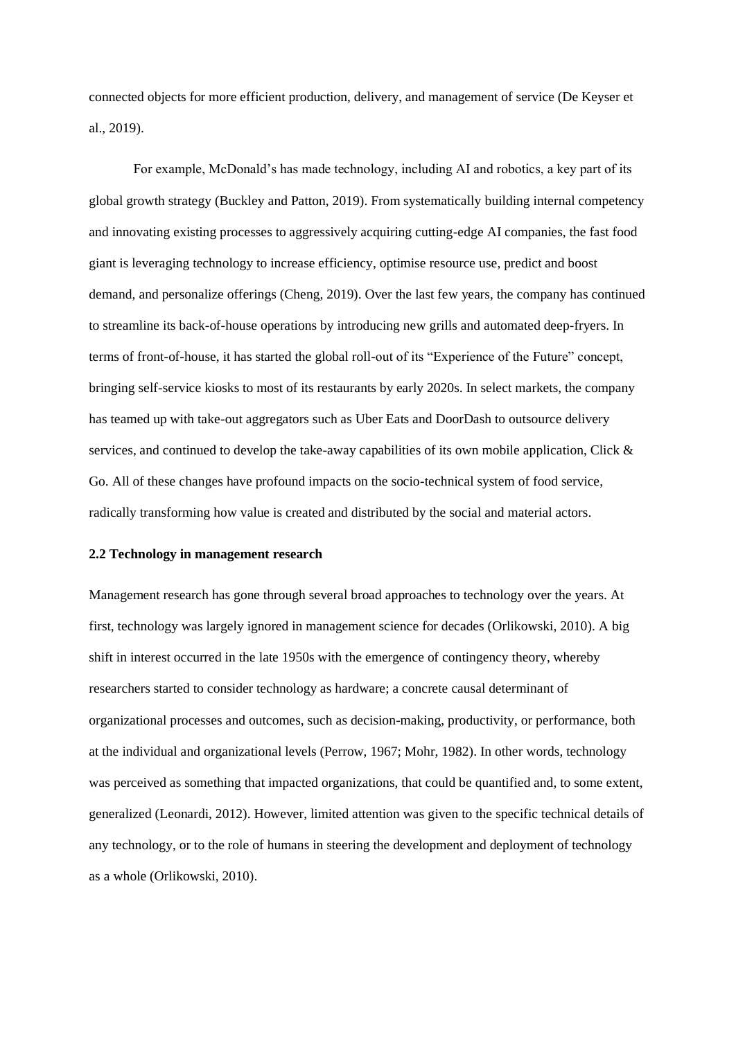connected objects for more efficient production, delivery, and management of service (De Keyser et al., 2019).

For example, McDonald's has made technology, including AI and robotics, a key part of its global growth strategy (Buckley and Patton, 2019). From systematically building internal competency and innovating existing processes to aggressively acquiring cutting-edge AI companies, the fast food giant is leveraging technology to increase efficiency, optimise resource use, predict and boost demand, and personalize offerings (Cheng, 2019). Over the last few years, the company has continued to streamline its back-of-house operations by introducing new grills and automated deep-fryers. In terms of front-of-house, it has started the global roll-out of its "Experience of the Future" concept, bringing self-service kiosks to most of its restaurants by early 2020s. In select markets, the company has teamed up with take-out aggregators such as Uber Eats and DoorDash to outsource delivery services, and continued to develop the take-away capabilities of its own mobile application, Click & Go. All of these changes have profound impacts on the socio-technical system of food service, radically transforming how value is created and distributed by the social and material actors.

### 2.2 Technology in management research

Management research has gone through several broad approaches to technology over the years. At first, technology was largely ignored in management science for decades (Orlikowski, 2010). A big shift in interest occurred in the late 1950s with the emergence of contingency theory, whereby researchers started to consider technology as hardware; a concrete causal determinant of organizational processes and outcomes, such as decision-making, productivity, or performance, both at the individual and organizational levels (Perrow, 1967; Mohr, 1982). In other words, technology was perceived as something that impacted organizations, that could be quantified and, to some extent, generalized (Leonardi, 2012). However, limited attention was given to the specific technical details of any technology, or to the role of humans in steering the development and deployment of technology as a whole (Orlikowski, 2010).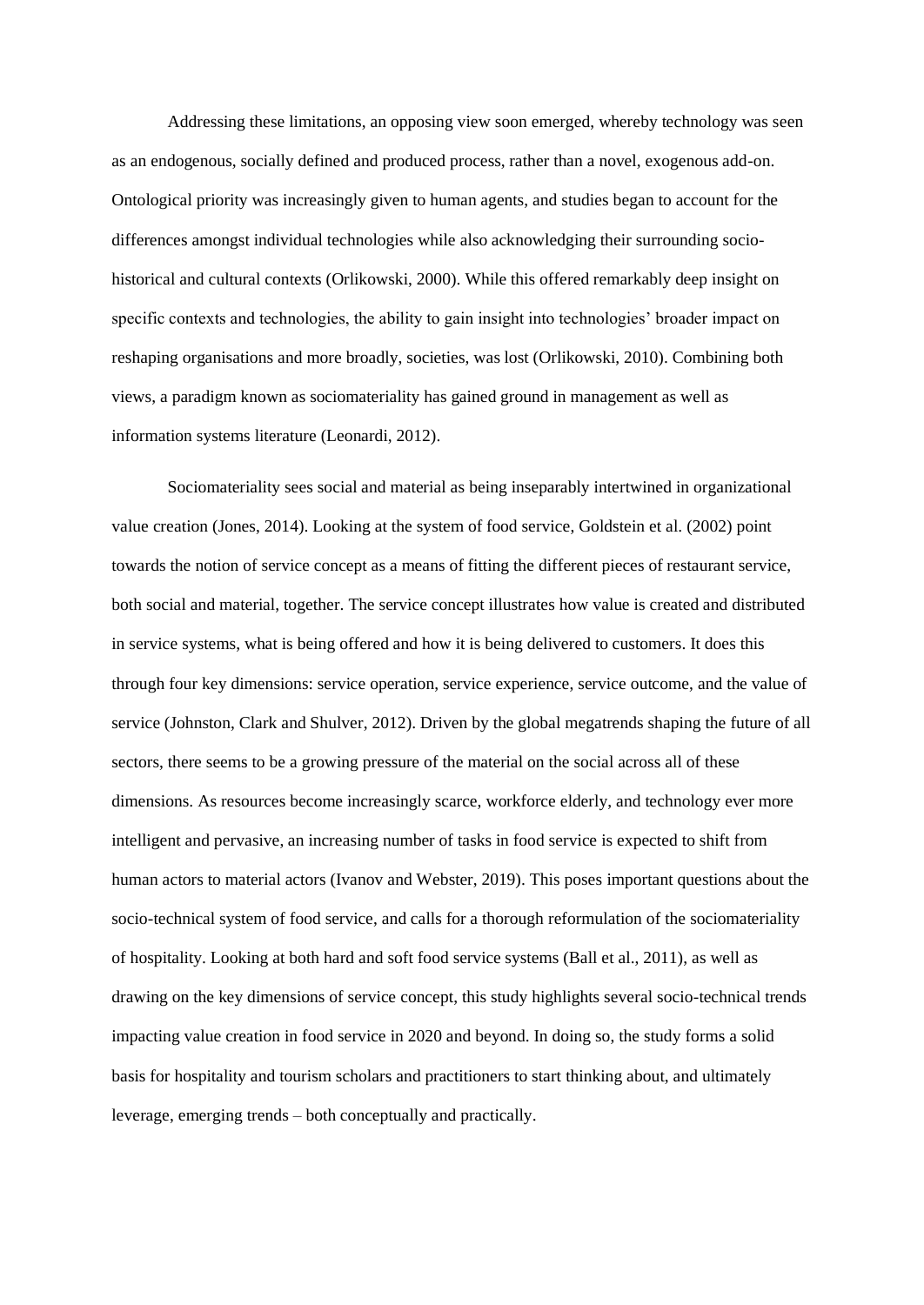Addressing these limitations, an opposing view soon emerged, whereby technology was seen as an endogenous, socially defined and produced process, rather than a novel, exogenous add-on. Ontological priority was increasingly given to human agents, and studies began to account for the differences amongst individual technologies while also acknowledging their surrounding socio-historical and cultural contexts (Orlikowski, 2000). While this offered remarkably deep insight on specific contexts and technologies, the ability to gain insight into technologies' broader impact on reshaping organisations and more broadly, societies, was lost (Orlikowski, 2010). Combining both views, a paradigm known as sociomateriality has gained ground in management as well as information systems literature (Leonardi, 2012).

Sociomateriality sees social and material as being inseparably intertwined in organizational value creation (Jones, 2014). Looking at the system of food service, Goldstein et al. (2002) point towards the notion of service concept as a means of fitting the different pieces of restaurant service, both social and material, together. The service concept illustrates how value is created and distributed in service systems, what is being offered and how it is being delivered to customers. It does this through four key dimensions: service operation, service experience, service outcome, and the value of service (Johnston, Clark and Shulver, 2012). Driven by the global megatrends shaping the future of all sectors, there seems to be a growing pressure of the material on the social across all of these dimensions. As resources become increasingly scarce, workforce elderly, and technology ever more intelligent and pervasive, an increasing number of tasks in food service is expected to shift from human actors to material actors (Ivanov and Webster, 2019). This poses important questions about the socio-technical system of food service, and calls for a thorough reformulation of the sociomateriality of hospitality. Looking at both hard and soft food service systems (Ball et al., 2011), as well as drawing on the key dimensions of service concept, this study highlights several socio-technical trends impacting value creation in food service in 2020 and beyond. In doing so, the study forms a solid basis for hospitality and tourism scholars and practitioners to start thinking about, and ultimately leverage, emerging trends – both conceptually and practically.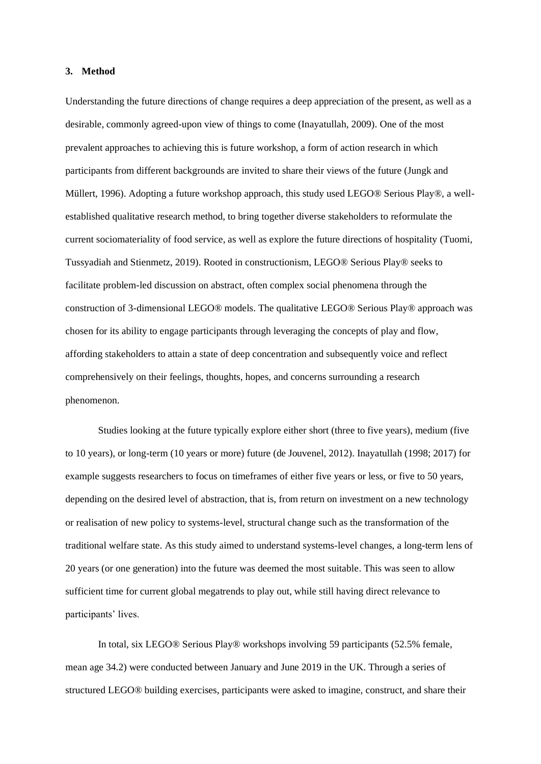## 3. Method

Understanding the future directions of change requires a deep appreciation of the present, as well as a desirable, commonly agreed-upon view of things to come (Inayatullah, 2009). One of the most prevalent approaches to achieving this is future workshop, a form of action research in which participants from different backgrounds are invited to share their views of the future (Jungk and Müllert, 1996). Adopting a future workshop approach, this study used LEGO® Serious Play®, a well-established qualitative research method, to bring together diverse stakeholders to reformulate the current sociomateriality of food service, as well as explore the future directions of hospitality (Tuomi, Tussyadiah and Stienmetz, 2019). Rooted in constructionism, LEGO® Serious Play® seeks to facilitate problem-led discussion on abstract, often complex social phenomena through the construction of 3-dimensional LEGO® models. The qualitative LEGO® Serious Play® approach was chosen for its ability to engage participants through leveraging the concepts of play and flow, affording stakeholders to attain a state of deep concentration and subsequently voice and reflect comprehensively on their feelings, thoughts, hopes, and concerns surrounding a research phenomenon.

Studies looking at the future typically explore either short (three to five years), medium (five to 10 years), or long-term (10 years or more) future (de Jouvenel, 2012). Inayatullah (1998; 2017) for example suggests researchers to focus on timeframes of either five years or less, or five to 50 years, depending on the desired level of abstraction, that is, from return on investment on a new technology or realisation of new policy to systems-level, structural change such as the transformation of the traditional welfare state. As this study aimed to understand systems-level changes, a long-term lens of 20 years (or one generation) into the future was deemed the most suitable. This was seen to allow sufficient time for current global megatrends to play out, while still having direct relevance to participants' lives.

In total, six LEGO® Serious Play® workshops involving 59 participants (52.5% female, mean age 34.2) were conducted between January and June 2019 in the UK. Through a series of structured LEGO® building exercises, participants were asked to imagine, construct, and share their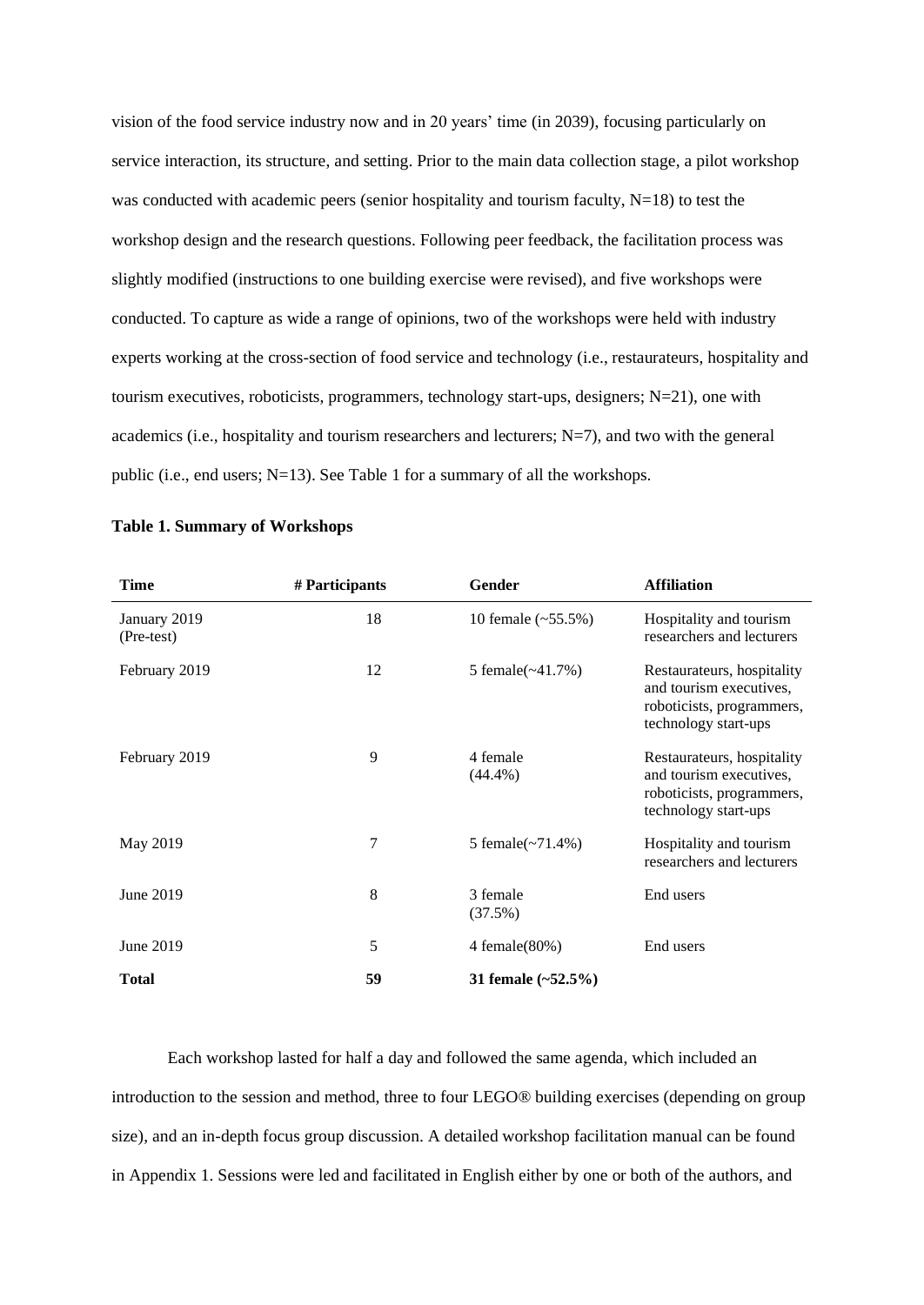vision of the food service industry now and in 20 years' time (in 2039), focusing particularly on service interaction, its structure, and setting. Prior to the main data collection stage, a pilot workshop was conducted with academic peers (senior hospitality and tourism faculty, N=18) to test the workshop design and the research questions. Following peer feedback, the facilitation process was slightly modified (instructions to one building exercise were revised), and five workshops were conducted. To capture as wide a range of opinions, two of the workshops were held with industry experts working at the cross-section of food service and technology (i.e., restaurateurs, hospitality and tourism executives, roboticists, programmers, technology start-ups, designers; N=21), one with academics (i.e., hospitality and tourism researchers and lecturers; N=7), and two with the general public (i.e., end users; N=13). See Table 1 for a summary of all the workshops.

**Table 1. Summary of Workshops**

| Time | # Participants | Gender | Affiliation |
|---|---|---|---|
| January 2019 (Pre-test) | 18 | 10 female (~55.5%) | Hospitality and tourism researchers and lecturers |
| February 2019 | 12 | 5 female(~41.7%) | Restaurateurs, hospitality and tourism executives, roboticists, programmers, technology start-ups |
| February 2019 | 9 | 4 female (44.4%) | Restaurateurs, hospitality and tourism executives, roboticists, programmers, technology start-ups |
| May 2019 | 7 | 5 female(~71.4%) | Hospitality and tourism researchers and lecturers |
| June 2019 | 8 | 3 female (37.5%) | End users |
| June 2019 | 5 | 4 female(80%) | End users |
| **Total** | **59** | **31 female (~52.5%)** | |

Each workshop lasted for half a day and followed the same agenda, which included an introduction to the session and method, three to four LEGO® building exercises (depending on group size), and an in-depth focus group discussion. A detailed workshop facilitation manual can be found in Appendix 1. Sessions were led and facilitated in English either by one or both of the authors, and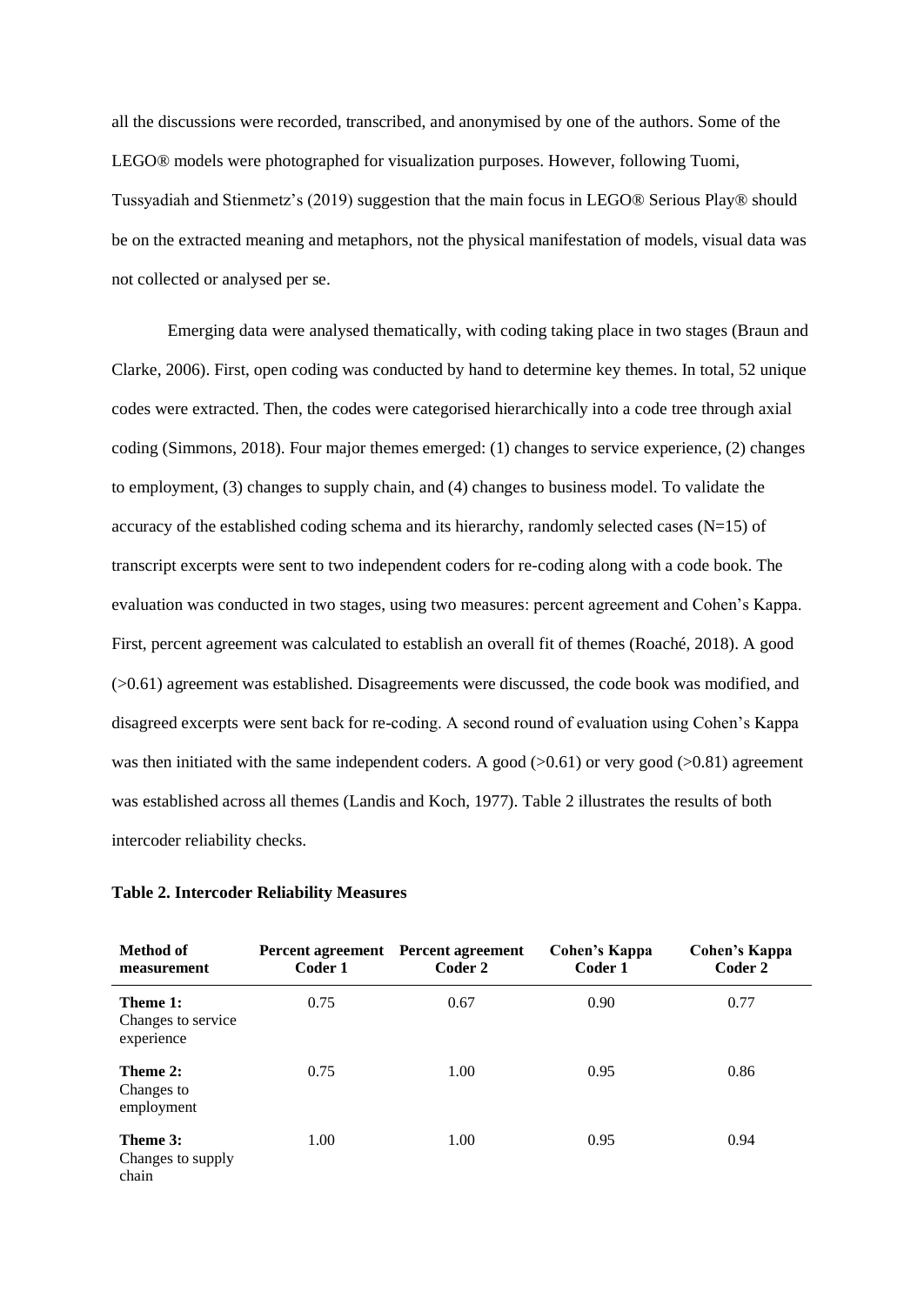all the discussions were recorded, transcribed, and anonymised by one of the authors. Some of the LEGO® models were photographed for visualization purposes. However, following Tuomi, Tussyadiah and Stienmetz's (2019) suggestion that the main focus in LEGO® Serious Play® should be on the extracted meaning and metaphors, not the physical manifestation of models, visual data was not collected or analysed per se.

Emerging data were analysed thematically, with coding taking place in two stages (Braun and Clarke, 2006). First, open coding was conducted by hand to determine key themes. In total, 52 unique codes were extracted. Then, the codes were categorised hierarchically into a code tree through axial coding (Simmons, 2018). Four major themes emerged: (1) changes to service experience, (2) changes to employment, (3) changes to supply chain, and (4) changes to business model. To validate the accuracy of the established coding schema and its hierarchy, randomly selected cases (N=15) of transcript excerpts were sent to two independent coders for re-coding along with a code book. The evaluation was conducted in two stages, using two measures: percent agreement and Cohen's Kappa. First, percent agreement was calculated to establish an overall fit of themes (Roaché, 2018). A good (>0.61) agreement was established. Disagreements were discussed, the code book was modified, and disagreed excerpts were sent back for re-coding. A second round of evaluation using Cohen's Kappa was then initiated with the same independent coders. A good (>0.61) or very good (>0.81) agreement was established across all themes (Landis and Koch, 1977). Table 2 illustrates the results of both intercoder reliability checks.

**Table 2. Intercoder Reliability Measures**

| Method of measurement | Percent agreement Coder 1 | Percent agreement Coder 2 | Cohen's Kappa Coder 1 | Cohen's Kappa Coder 2 |
|---|---|---|---|---|
| **Theme 1:** Changes to service experience | 0.75 | 0.67 | 0.90 | 0.77 |
| **Theme 2:** Changes to employment | 0.75 | 1.00 | 0.95 | 0.86 |
| **Theme 3:** Changes to supply chain | 1.00 | 1.00 | 0.95 | 0.94 |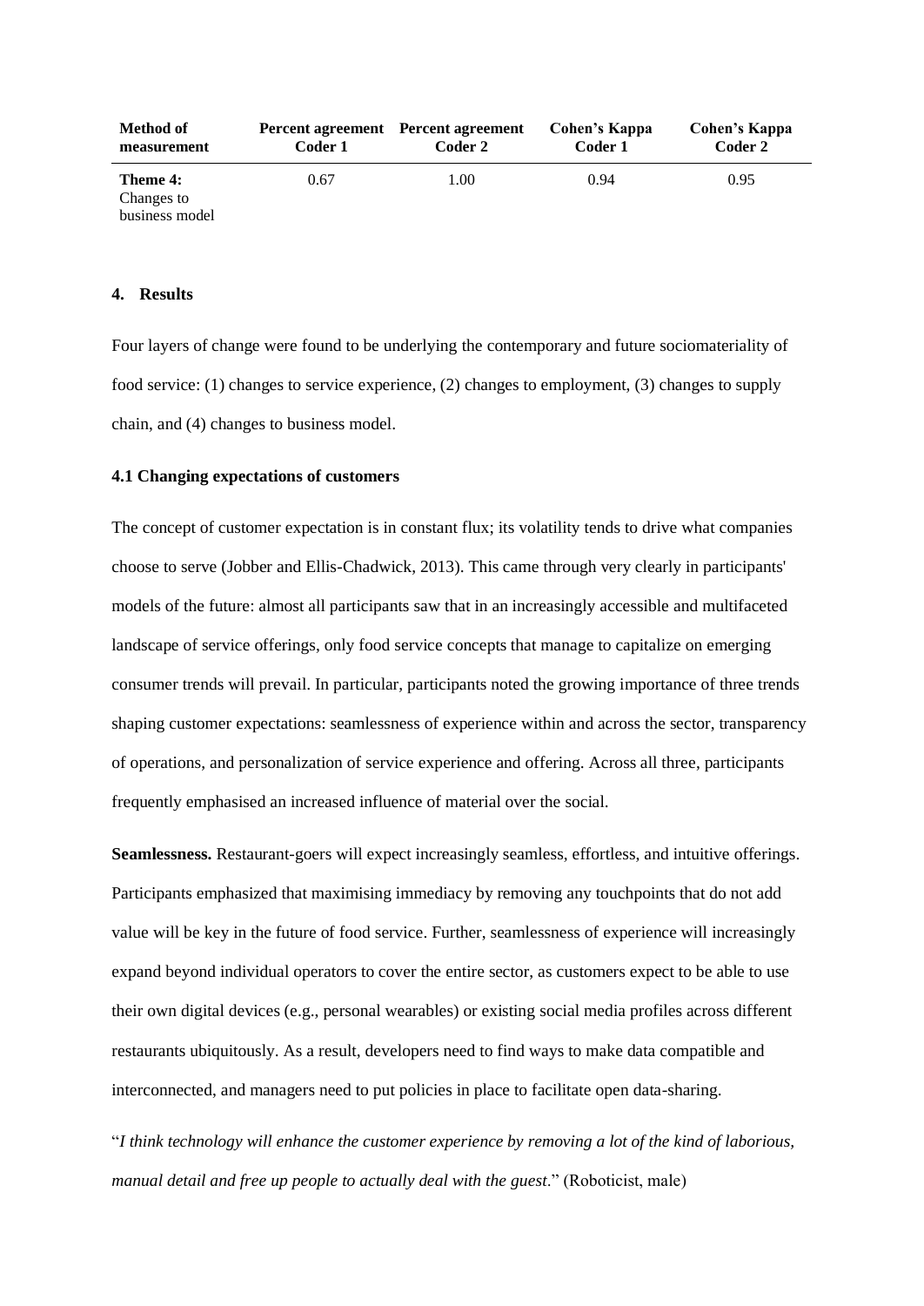| Method of measurement | Percent agreement Coder 1 | Percent agreement Coder 2 | Cohen's Kappa Coder 1 | Cohen's Kappa Coder 2 |
|---|---|---|---|---|
| **Theme 4:** Changes to business model | 0.67 | 1.00 | 0.94 | 0.95 |

## 4. Results

Four layers of change were found to be underlying the contemporary and future sociomateriality of food service: (1) changes to service experience, (2) changes to employment, (3) changes to supply chain, and (4) changes to business model.

### 4.1 Changing expectations of customers

The concept of customer expectation is in constant flux; its volatility tends to drive what companies choose to serve (Jobber and Ellis-Chadwick, 2013). This came through very clearly in participants' models of the future: almost all participants saw that in an increasingly accessible and multifaceted landscape of service offerings, only food service concepts that manage to capitalize on emerging consumer trends will prevail. In particular, participants noted the growing importance of three trends shaping customer expectations: seamlessness of experience within and across the sector, transparency of operations, and personalization of service experience and offering. Across all three, participants frequently emphasised an increased influence of material over the social.

**Seamlessness.** Restaurant-goers will expect increasingly seamless, effortless, and intuitive offerings. Participants emphasized that maximising immediacy by removing any touchpoints that do not add value will be key in the future of food service. Further, seamlessness of experience will increasingly expand beyond individual operators to cover the entire sector, as customers expect to be able to use their own digital devices (e.g., personal wearables) or existing social media profiles across different restaurants ubiquitously. As a result, developers need to find ways to make data compatible and interconnected, and managers need to put policies in place to facilitate open data-sharing.

"*I think technology will enhance the customer experience by removing a lot of the kind of laborious, manual detail and free up people to actually deal with the guest*." (Roboticist, male)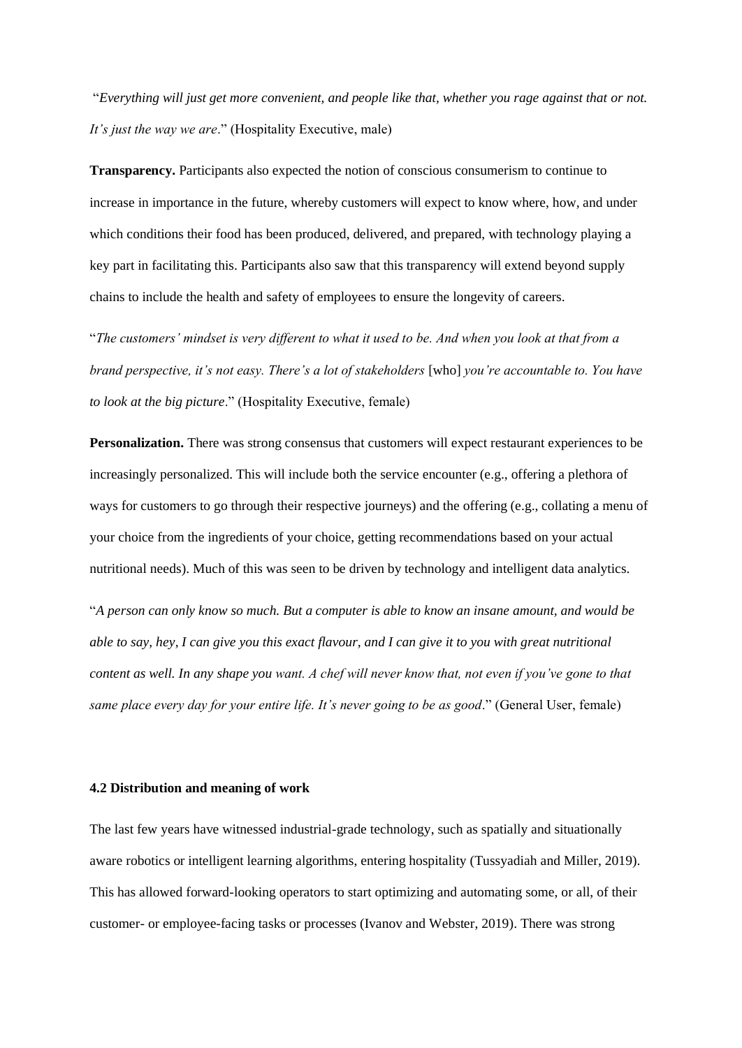"*Everything will just get more convenient, and people like that, whether you rage against that or not. It's just the way we are*." (Hospitality Executive, male)

**Transparency.** Participants also expected the notion of conscious consumerism to continue to increase in importance in the future, whereby customers will expect to know where, how, and under which conditions their food has been produced, delivered, and prepared, with technology playing a key part in facilitating this. Participants also saw that this transparency will extend beyond supply chains to include the health and safety of employees to ensure the longevity of careers.

"*The customers' mindset is very different to what it used to be. And when you look at that from a brand perspective, it's not easy. There's a lot of stakeholders* [who] *you're accountable to. You have to look at the big picture*." (Hospitality Executive, female)

**Personalization.** There was strong consensus that customers will expect restaurant experiences to be increasingly personalized. This will include both the service encounter (e.g., offering a plethora of ways for customers to go through their respective journeys) and the offering (e.g., collating a menu of your choice from the ingredients of your choice, getting recommendations based on your actual nutritional needs). Much of this was seen to be driven by technology and intelligent data analytics.

"*A person can only know so much. But a computer is able to know an insane amount, and would be able to say, hey, I can give you this exact flavour, and I can give it to you with great nutritional content as well. In any shape you want. A chef will never know that, not even if you've gone to that same place every day for your entire life. It's never going to be as good*." (General User, female)

### 4.2 Distribution and meaning of work

The last few years have witnessed industrial-grade technology, such as spatially and situationally aware robotics or intelligent learning algorithms, entering hospitality (Tussyadiah and Miller, 2019). This has allowed forward-looking operators to start optimizing and automating some, or all, of their customer- or employee-facing tasks or processes (Ivanov and Webster, 2019). There was strong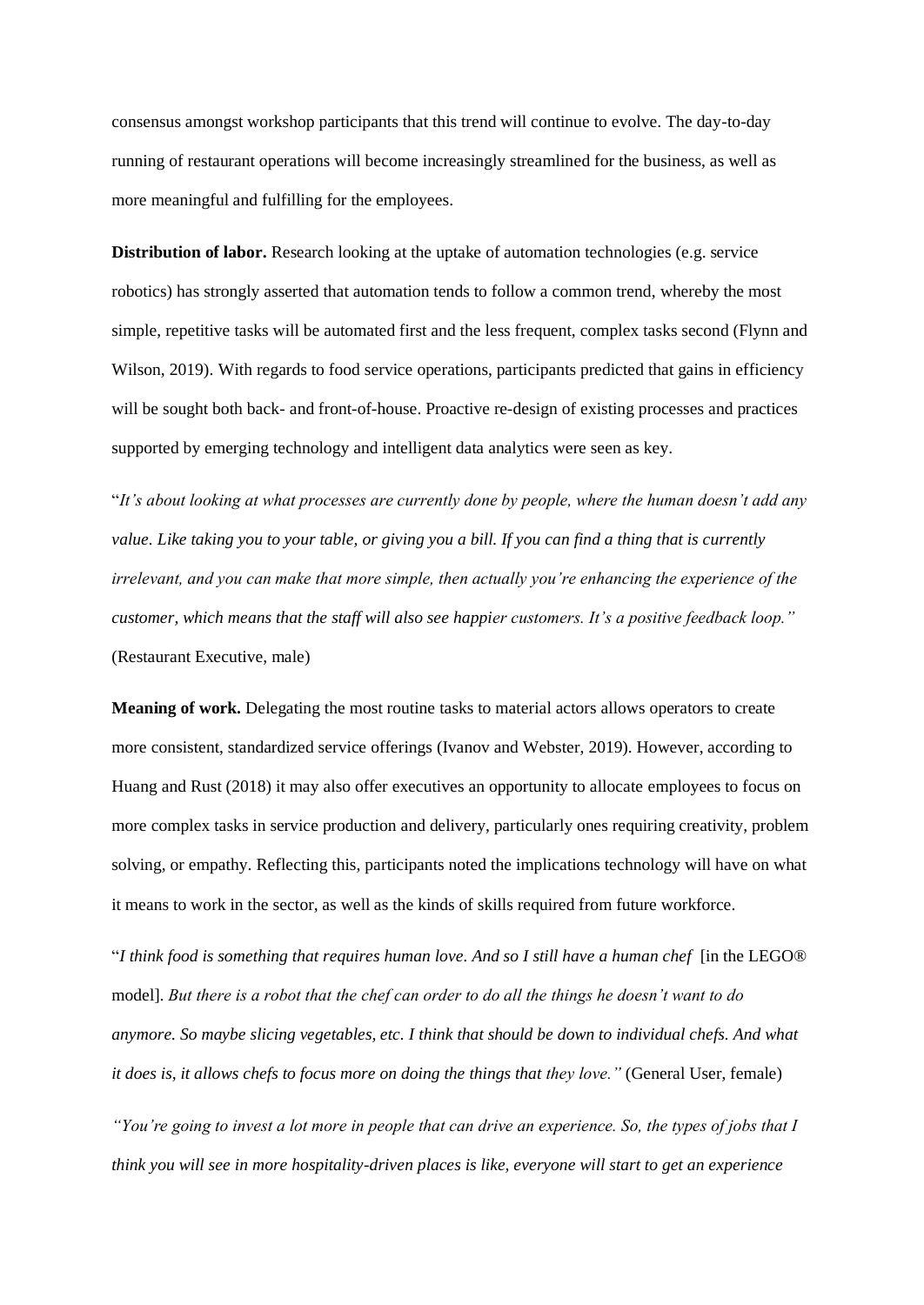consensus amongst workshop participants that this trend will continue to evolve. The day-to-day running of restaurant operations will become increasingly streamlined for the business, as well as more meaningful and fulfilling for the employees.

**Distribution of labor.** Research looking at the uptake of automation technologies (e.g. service robotics) has strongly asserted that automation tends to follow a common trend, whereby the most simple, repetitive tasks will be automated first and the less frequent, complex tasks second (Flynn and Wilson, 2019). With regards to food service operations, participants predicted that gains in efficiency will be sought both back- and front-of-house. Proactive re-design of existing processes and practices supported by emerging technology and intelligent data analytics were seen as key.

"*It's about looking at what processes are currently done by people, where the human doesn't add any value. Like taking you to your table, or giving you a bill. If you can find a thing that is currently irrelevant, and you can make that more simple, then actually you're enhancing the experience of the customer, which means that the staff will also see happier customers. It's a positive feedback loop."* (Restaurant Executive, male)

**Meaning of work.** Delegating the most routine tasks to material actors allows operators to create more consistent, standardized service offerings (Ivanov and Webster, 2019). However, according to Huang and Rust (2018) it may also offer executives an opportunity to allocate employees to focus on more complex tasks in service production and delivery, particularly ones requiring creativity, problem solving, or empathy. Reflecting this, participants noted the implications technology will have on what it means to work in the sector, as well as the kinds of skills required from future workforce.

"*I think food is something that requires human love. And so I still have a human chef* [in the LEGO® model]. *But there is a robot that the chef can order to do all the things he doesn't want to do anymore. So maybe slicing vegetables, etc. I think that should be down to individual chefs. And what it does is, it allows chefs to focus more on doing the things that they love."* (General User, female)

*"You're going to invest a lot more in people that can drive an experience. So, the types of jobs that I think you will see in more hospitality-driven places is like, everyone will start to get an experience*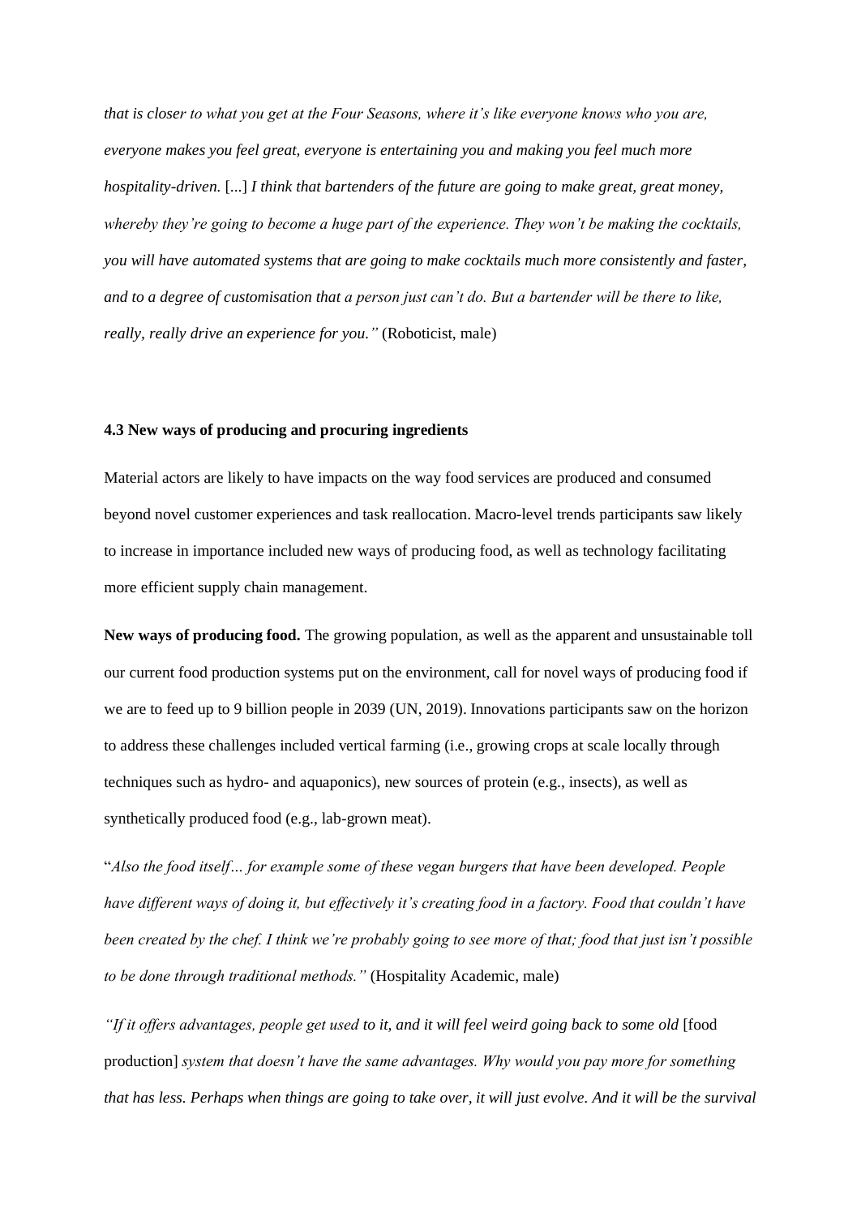*that is closer to what you get at the Four Seasons, where it's like everyone knows who you are, everyone makes you feel great, everyone is entertaining you and making you feel much more hospitality-driven.* [...] *I think that bartenders of the future are going to make great, great money, whereby they're going to become a huge part of the experience. They won't be making the cocktails, you will have automated systems that are going to make cocktails much more consistently and faster, and to a degree of customisation that a person just can't do. But a bartender will be there to like, really, really drive an experience for you."* (Roboticist, male)

**4.3 New ways of producing and procuring ingredients**

Material actors are likely to have impacts on the way food services are produced and consumed beyond novel customer experiences and task reallocation. Macro-level trends participants saw likely to increase in importance included new ways of producing food, as well as technology facilitating more efficient supply chain management.

**New ways of producing food.** The growing population, as well as the apparent and unsustainable toll our current food production systems put on the environment, call for novel ways of producing food if we are to feed up to 9 billion people in 2039 (UN, 2019). Innovations participants saw on the horizon to address these challenges included vertical farming (i.e., growing crops at scale locally through techniques such as hydro- and aquaponics), new sources of protein (e.g., insects), as well as synthetically produced food (e.g., lab-grown meat).

"*Also the food itself… for example some of these vegan burgers that have been developed. People have different ways of doing it, but effectively it's creating food in a factory. Food that couldn't have been created by the chef. I think we're probably going to see more of that; food that just isn't possible to be done through traditional methods."* (Hospitality Academic, male)

*"If it offers advantages, people get used to it, and it will feel weird going back to some old* [food production] *system that doesn't have the same advantages. Why would you pay more for something that has less. Perhaps when things are going to take over, it will just evolve. And it will be the survival*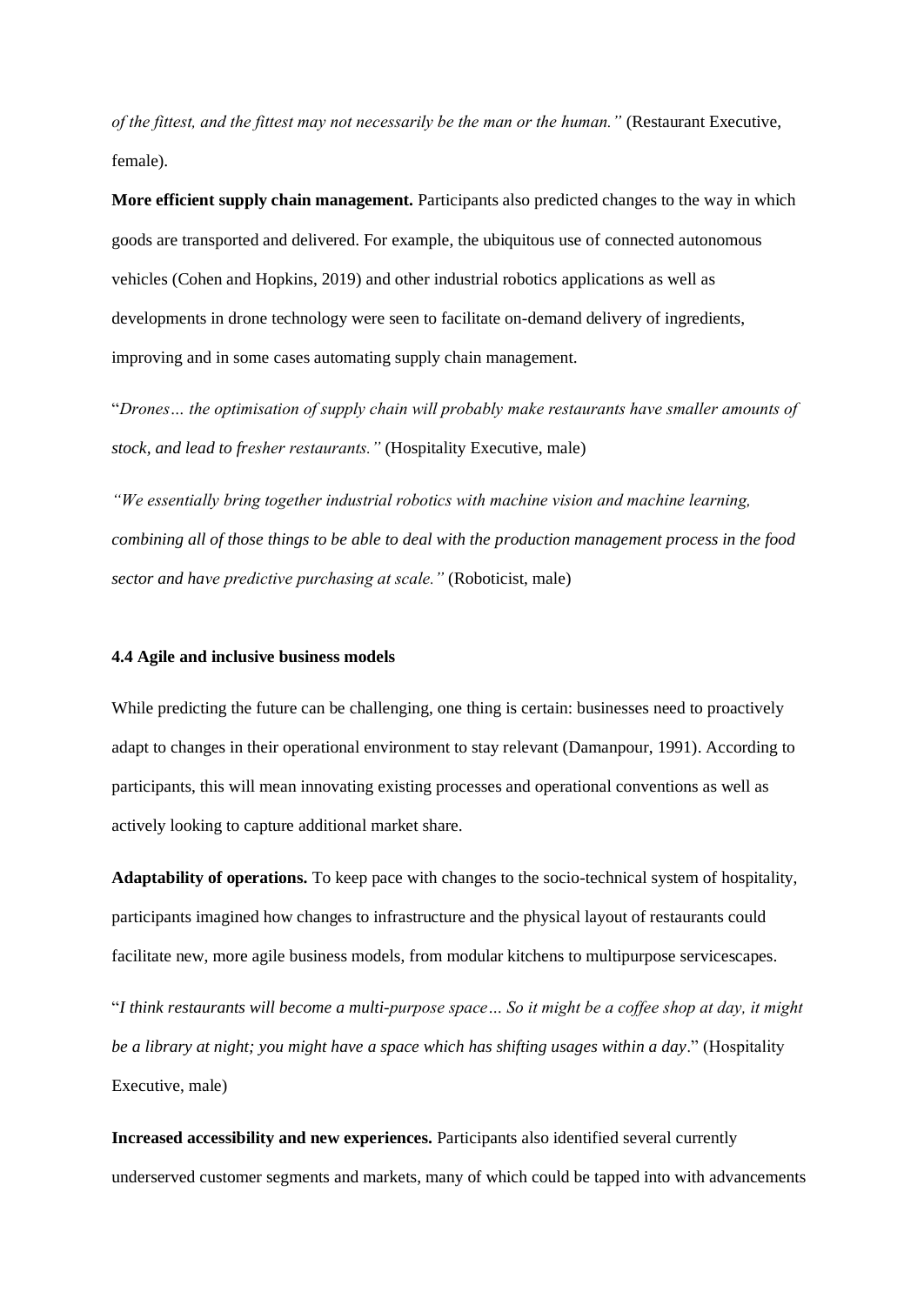*of the fittest, and the fittest may not necessarily be the man or the human."* (Restaurant Executive, female).

**More efficient supply chain management.** Participants also predicted changes to the way in which goods are transported and delivered. For example, the ubiquitous use of connected autonomous vehicles (Cohen and Hopkins, 2019) and other industrial robotics applications as well as developments in drone technology were seen to facilitate on-demand delivery of ingredients, improving and in some cases automating supply chain management.

"*Drones… the optimisation of supply chain will probably make restaurants have smaller amounts of stock, and lead to fresher restaurants."* (Hospitality Executive, male)

*"We essentially bring together industrial robotics with machine vision and machine learning, combining all of those things to be able to deal with the production management process in the food sector and have predictive purchasing at scale."* (Roboticist, male)

### 4.4 Agile and inclusive business models

While predicting the future can be challenging, one thing is certain: businesses need to proactively adapt to changes in their operational environment to stay relevant (Damanpour, 1991). According to participants, this will mean innovating existing processes and operational conventions as well as actively looking to capture additional market share.

**Adaptability of operations.** To keep pace with changes to the socio-technical system of hospitality, participants imagined how changes to infrastructure and the physical layout of restaurants could facilitate new, more agile business models, from modular kitchens to multipurpose servicescapes.

"*I think restaurants will become a multi-purpose space… So it might be a coffee shop at day, it might be a library at night; you might have a space which has shifting usages within a day*." (Hospitality Executive, male)

**Increased accessibility and new experiences.** Participants also identified several currently underserved customer segments and markets, many of which could be tapped into with advancements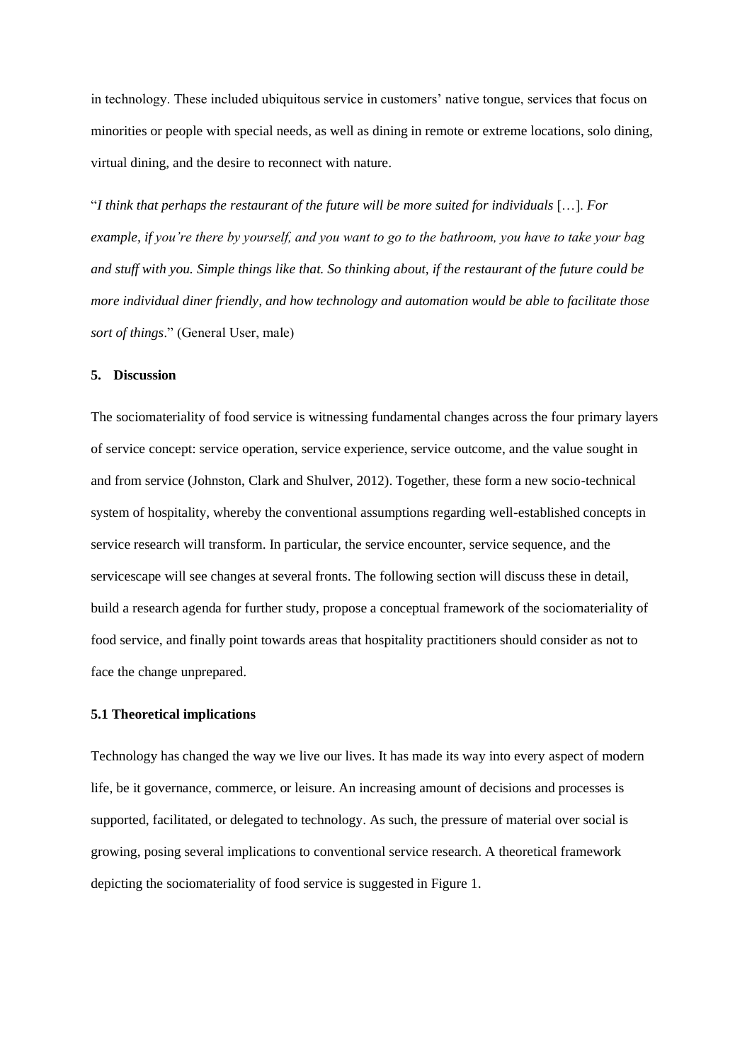in technology. These included ubiquitous service in customers' native tongue, services that focus on minorities or people with special needs, as well as dining in remote or extreme locations, solo dining, virtual dining, and the desire to reconnect with nature.

"*I think that perhaps the restaurant of the future will be more suited for individuals* […]. *For example, if you're there by yourself, and you want to go to the bathroom, you have to take your bag and stuff with you. Simple things like that. So thinking about, if the restaurant of the future could be more individual diner friendly, and how technology and automation would be able to facilitate those sort of things*." (General User, male)

## 5. Discussion

The sociomateriality of food service is witnessing fundamental changes across the four primary layers of service concept: service operation, service experience, service outcome, and the value sought in and from service (Johnston, Clark and Shulver, 2012). Together, these form a new socio-technical system of hospitality, whereby the conventional assumptions regarding well-established concepts in service research will transform. In particular, the service encounter, service sequence, and the servicescape will see changes at several fronts. The following section will discuss these in detail, build a research agenda for further study, propose a conceptual framework of the sociomateriality of food service, and finally point towards areas that hospitality practitioners should consider as not to face the change unprepared.

### 5.1 Theoretical implications

Technology has changed the way we live our lives. It has made its way into every aspect of modern life, be it governance, commerce, or leisure. An increasing amount of decisions and processes is supported, facilitated, or delegated to technology. As such, the pressure of material over social is growing, posing several implications to conventional service research. A theoretical framework depicting the sociomateriality of food service is suggested in Figure 1.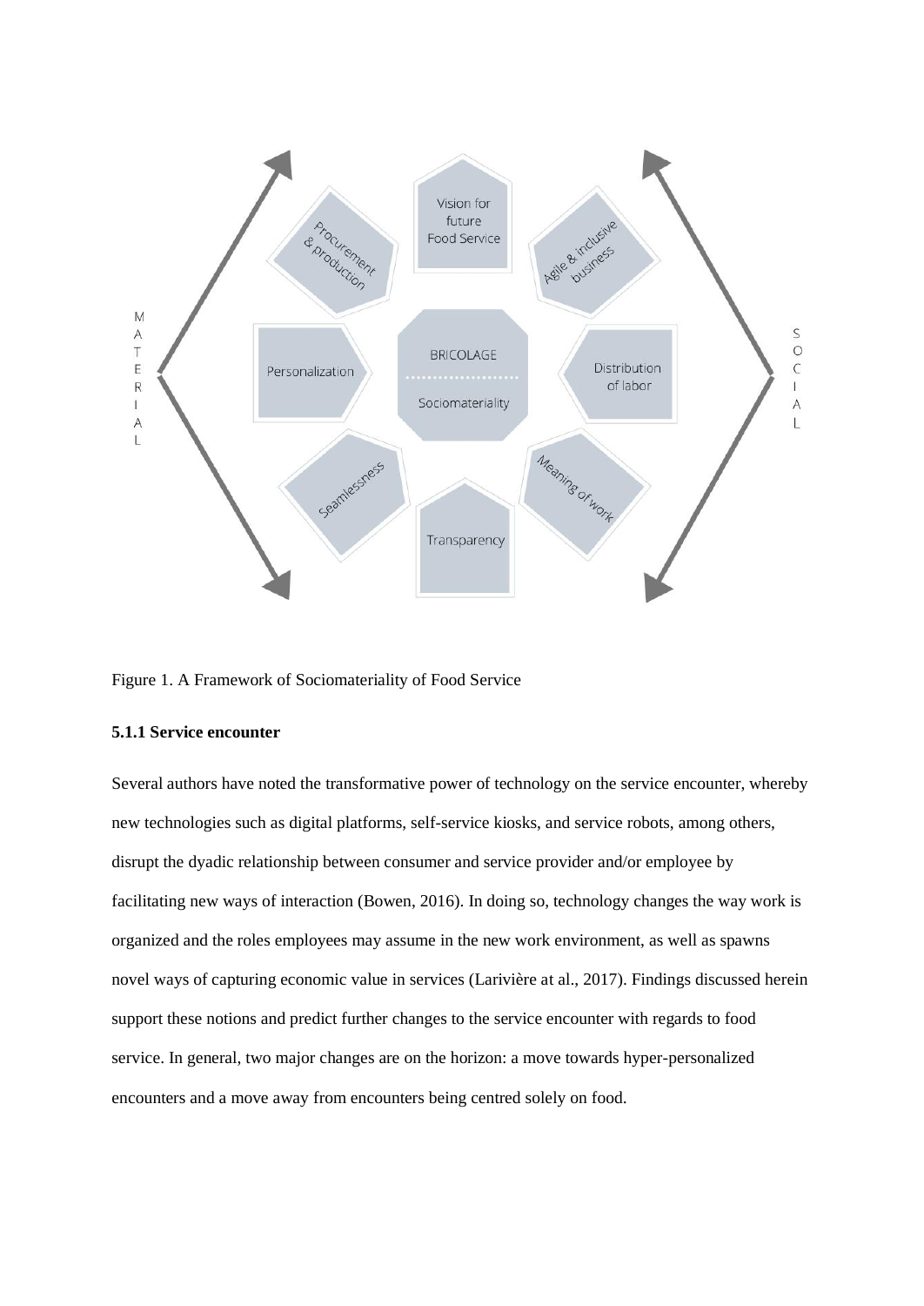Figure 1. A Framework of Sociomateriality of Food Service

### 5.1.1 Service encounter

Several authors have noted the transformative power of technology on the service encounter, whereby new technologies such as digital platforms, self-service kiosks, and service robots, among others, disrupt the dyadic relationship between consumer and service provider and/or employee by facilitating new ways of interaction (Bowen, 2016). In doing so, technology changes the way work is organized and the roles employees may assume in the new work environment, as well as spawns novel ways of capturing economic value in services (Larivière at al., 2017). Findings discussed herein support these notions and predict further changes to the service encounter with regards to food service. In general, two major changes are on the horizon: a move towards hyper-personalized encounters and a move away from encounters being centred solely on food.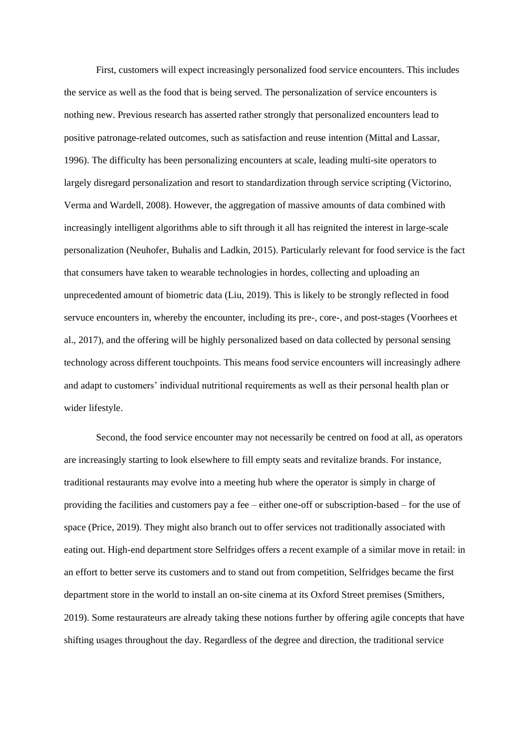First, customers will expect increasingly personalized food service encounters. This includes the service as well as the food that is being served. The personalization of service encounters is nothing new. Previous research has asserted rather strongly that personalized encounters lead to positive patronage-related outcomes, such as satisfaction and reuse intention (Mittal and Lassar, 1996). The difficulty has been personalizing encounters at scale, leading multi-site operators to largely disregard personalization and resort to standardization through service scripting (Victorino, Verma and Wardell, 2008). However, the aggregation of massive amounts of data combined with increasingly intelligent algorithms able to sift through it all has reignited the interest in large-scale personalization (Neuhofer, Buhalis and Ladkin, 2015). Particularly relevant for food service is the fact that consumers have taken to wearable technologies in hordes, collecting and uploading an unprecedented amount of biometric data (Liu, 2019). This is likely to be strongly reflected in food servuce encounters in, whereby the encounter, including its pre-, core-, and post-stages (Voorhees et al., 2017), and the offering will be highly personalized based on data collected by personal sensing technology across different touchpoints. This means food service encounters will increasingly adhere and adapt to customers' individual nutritional requirements as well as their personal health plan or wider lifestyle.

Second, the food service encounter may not necessarily be centred on food at all, as operators are increasingly starting to look elsewhere to fill empty seats and revitalize brands. For instance, traditional restaurants may evolve into a meeting hub where the operator is simply in charge of providing the facilities and customers pay a fee – either one-off or subscription-based – for the use of space (Price, 2019). They might also branch out to offer services not traditionally associated with eating out. High-end department store Selfridges offers a recent example of a similar move in retail: in an effort to better serve its customers and to stand out from competition, Selfridges became the first department store in the world to install an on-site cinema at its Oxford Street premises (Smithers, 2019). Some restaurateurs are already taking these notions further by offering agile concepts that have shifting usages throughout the day. Regardless of the degree and direction, the traditional service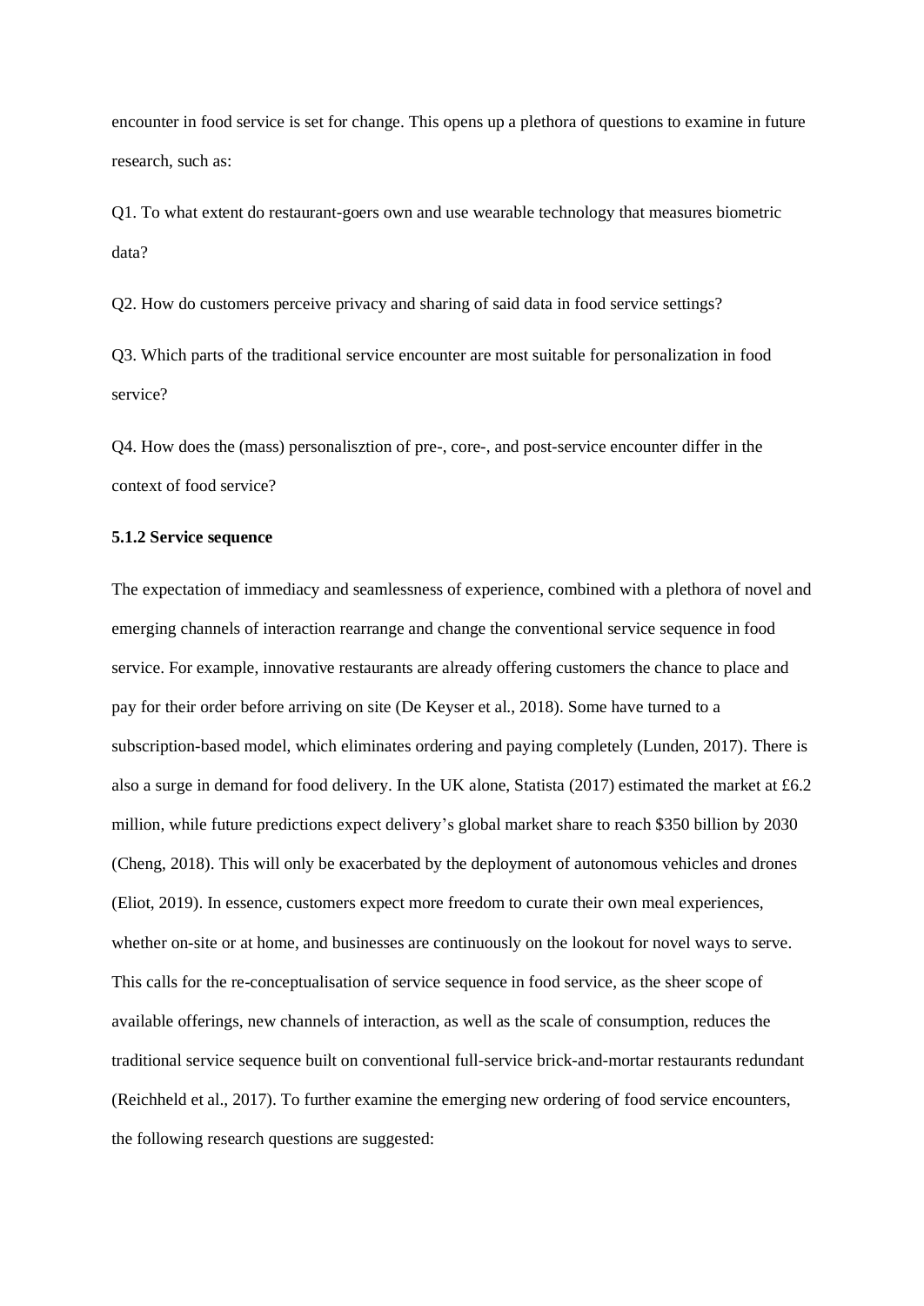encounter in food service is set for change. This opens up a plethora of questions to examine in future research, such as:

Q1. To what extent do restaurant-goers own and use wearable technology that measures biometric data?

Q2. How do customers perceive privacy and sharing of said data in food service settings?

Q3. Which parts of the traditional service encounter are most suitable for personalization in food service?

Q4. How does the (mass) personalisztion of pre-, core-, and post-service encounter differ in the context of food service?

#### 5.1.2 Service sequence

The expectation of immediacy and seamlessness of experience, combined with a plethora of novel and emerging channels of interaction rearrange and change the conventional service sequence in food service. For example, innovative restaurants are already offering customers the chance to place and pay for their order before arriving on site (De Keyser et al., 2018). Some have turned to a subscription-based model, which eliminates ordering and paying completely (Lunden, 2017). There is also a surge in demand for food delivery. In the UK alone, Statista (2017) estimated the market at £6.2 million, while future predictions expect delivery's global market share to reach $350 billion by 2030 (Cheng, 2018). This will only be exacerbated by the deployment of autonomous vehicles and drones (Eliot, 2019). In essence, customers expect more freedom to curate their own meal experiences, whether on-site or at home, and businesses are continuously on the lookout for novel ways to serve. This calls for the re-conceptualisation of service sequence in food service, as the sheer scope of available offerings, new channels of interaction, as well as the scale of consumption, reduces the traditional service sequence built on conventional full-service brick-and-mortar restaurants redundant (Reichheld et al., 2017). To further examine the emerging new ordering of food service encounters, the following research questions are suggested: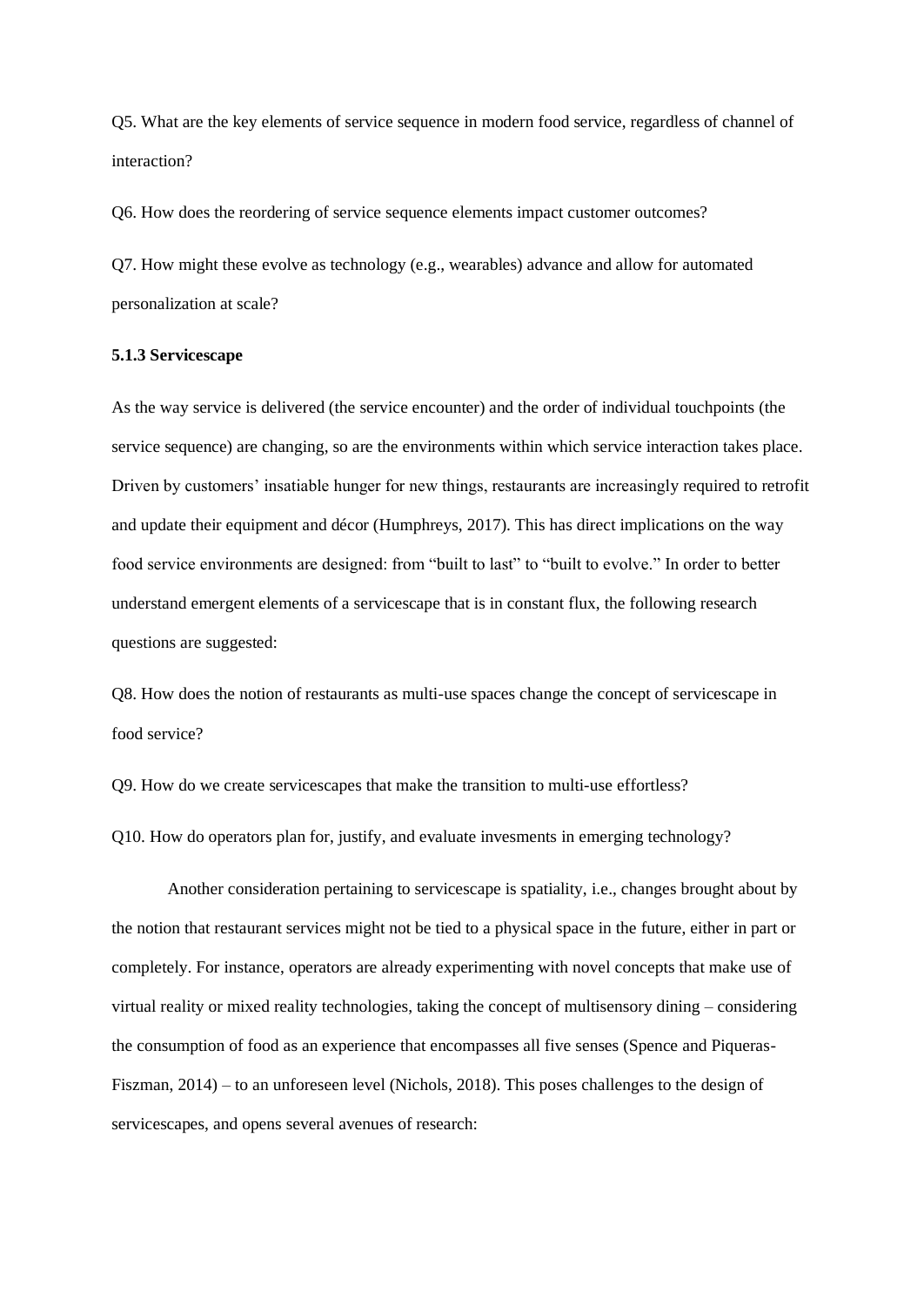Q5. What are the key elements of service sequence in modern food service, regardless of channel of interaction?

Q6. How does the reordering of service sequence elements impact customer outcomes?

Q7. How might these evolve as technology (e.g., wearables) advance and allow for automated personalization at scale?

### 5.1.3 Servicescape

As the way service is delivered (the service encounter) and the order of individual touchpoints (the service sequence) are changing, so are the environments within which service interaction takes place. Driven by customers' insatiable hunger for new things, restaurants are increasingly required to retrofit and update their equipment and décor (Humphreys, 2017). This has direct implications on the way food service environments are designed: from "built to last" to "built to evolve." In order to better understand emergent elements of a servicescape that is in constant flux, the following research questions are suggested:

Q8. How does the notion of restaurants as multi-use spaces change the concept of servicescape in food service?

Q9. How do we create servicescapes that make the transition to multi-use effortless?

Q10. How do operators plan for, justify, and evaluate invesments in emerging technology?

Another consideration pertaining to servicescape is spatiality, i.e., changes brought about by the notion that restaurant services might not be tied to a physical space in the future, either in part or completely. For instance, operators are already experimenting with novel concepts that make use of virtual reality or mixed reality technologies, taking the concept of multisensory dining – considering the consumption of food as an experience that encompasses all five senses (Spence and Piqueras-Fiszman, 2014) – to an unforeseen level (Nichols, 2018). This poses challenges to the design of servicescapes, and opens several avenues of research: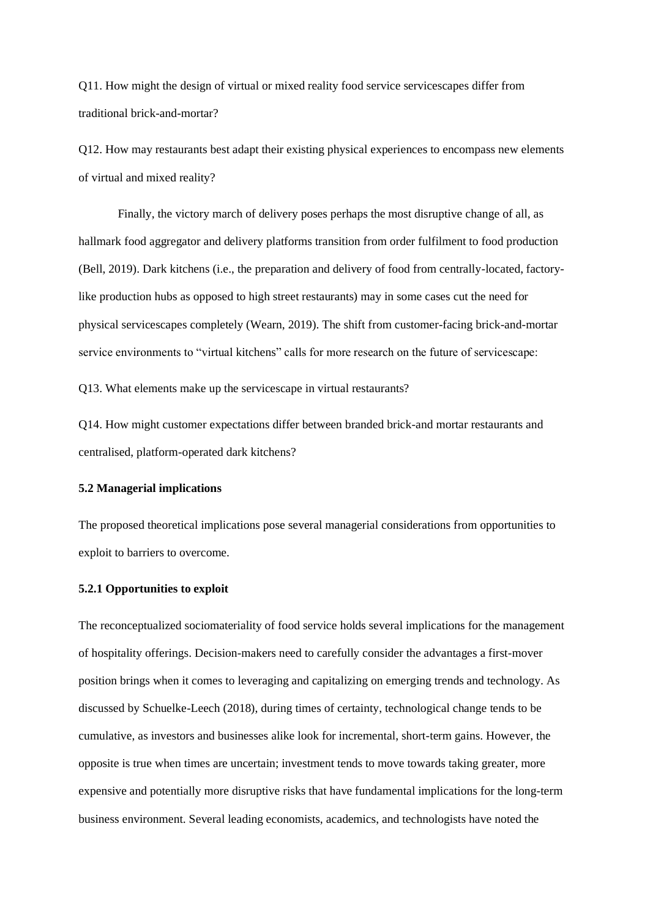Q11. How might the design of virtual or mixed reality food service servicescapes differ from traditional brick-and-mortar?

Q12. How may restaurants best adapt their existing physical experiences to encompass new elements of virtual and mixed reality?

Finally, the victory march of delivery poses perhaps the most disruptive change of all, as hallmark food aggregator and delivery platforms transition from order fulfilment to food production (Bell, 2019). Dark kitchens (i.e., the preparation and delivery of food from centrally-located, factory-like production hubs as opposed to high street restaurants) may in some cases cut the need for physical servicescapes completely (Wearn, 2019). The shift from customer-facing brick-and-mortar service environments to "virtual kitchens" calls for more research on the future of servicescape:

Q13. What elements make up the servicescape in virtual restaurants?

Q14. How might customer expectations differ between branded brick-and mortar restaurants and centralised, platform-operated dark kitchens?

### 5.2 Managerial implications

The proposed theoretical implications pose several managerial considerations from opportunities to exploit to barriers to overcome.

#### 5.2.1 Opportunities to exploit

The reconceptualized sociomateriality of food service holds several implications for the management of hospitality offerings. Decision-makers need to carefully consider the advantages a first-mover position brings when it comes to leveraging and capitalizing on emerging trends and technology. As discussed by Schuelke-Leech (2018), during times of certainty, technological change tends to be cumulative, as investors and businesses alike look for incremental, short-term gains. However, the opposite is true when times are uncertain; investment tends to move towards taking greater, more expensive and potentially more disruptive risks that have fundamental implications for the long-term business environment. Several leading economists, academics, and technologists have noted the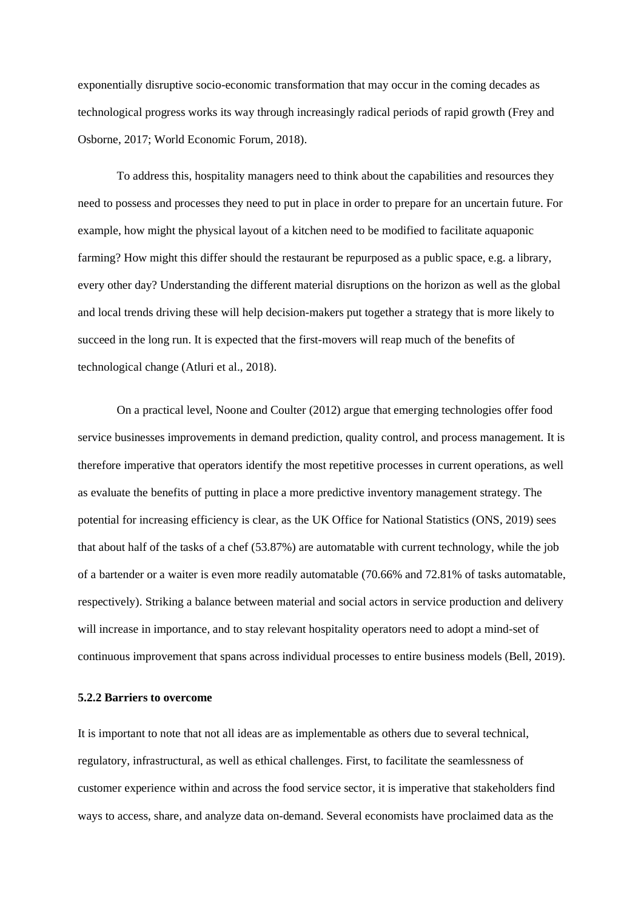exponentially disruptive socio-economic transformation that may occur in the coming decades as technological progress works its way through increasingly radical periods of rapid growth (Frey and Osborne, 2017; World Economic Forum, 2018).

To address this, hospitality managers need to think about the capabilities and resources they need to possess and processes they need to put in place in order to prepare for an uncertain future. For example, how might the physical layout of a kitchen need to be modified to facilitate aquaponic farming? How might this differ should the restaurant be repurposed as a public space, e.g. a library, every other day? Understanding the different material disruptions on the horizon as well as the global and local trends driving these will help decision-makers put together a strategy that is more likely to succeed in the long run. It is expected that the first-movers will reap much of the benefits of technological change (Atluri et al., 2018).

On a practical level, Noone and Coulter (2012) argue that emerging technologies offer food service businesses improvements in demand prediction, quality control, and process management. It is therefore imperative that operators identify the most repetitive processes in current operations, as well as evaluate the benefits of putting in place a more predictive inventory management strategy. The potential for increasing efficiency is clear, as the UK Office for National Statistics (ONS, 2019) sees that about half of the tasks of a chef (53.87%) are automatable with current technology, while the job of a bartender or a waiter is even more readily automatable (70.66% and 72.81% of tasks automatable, respectively). Striking a balance between material and social actors in service production and delivery will increase in importance, and to stay relevant hospitality operators need to adopt a mind-set of continuous improvement that spans across individual processes to entire business models (Bell, 2019).

### 5.2.2 Barriers to overcome

It is important to note that not all ideas are as implementable as others due to several technical, regulatory, infrastructural, as well as ethical challenges. First, to facilitate the seamlessness of customer experience within and across the food service sector, it is imperative that stakeholders find ways to access, share, and analyze data on-demand. Several economists have proclaimed data as the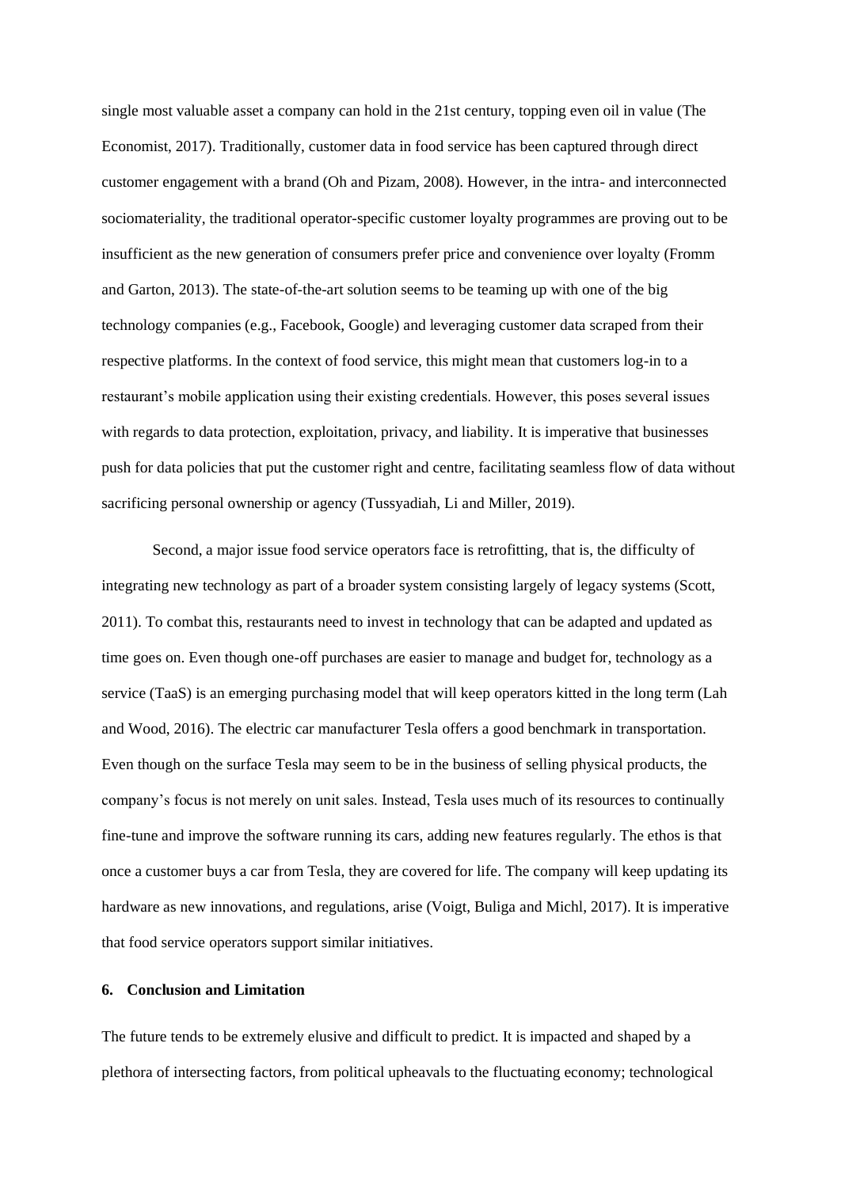single most valuable asset a company can hold in the 21st century, topping even oil in value (The Economist, 2017). Traditionally, customer data in food service has been captured through direct customer engagement with a brand (Oh and Pizam, 2008). However, in the intra- and interconnected sociomateriality, the traditional operator-specific customer loyalty programmes are proving out to be insufficient as the new generation of consumers prefer price and convenience over loyalty (Fromm and Garton, 2013). The state-of-the-art solution seems to be teaming up with one of the big technology companies (e.g., Facebook, Google) and leveraging customer data scraped from their respective platforms. In the context of food service, this might mean that customers log-in to a restaurant's mobile application using their existing credentials. However, this poses several issues with regards to data protection, exploitation, privacy, and liability. It is imperative that businesses push for data policies that put the customer right and centre, facilitating seamless flow of data without sacrificing personal ownership or agency (Tussyadiah, Li and Miller, 2019).

Second, a major issue food service operators face is retrofitting, that is, the difficulty of integrating new technology as part of a broader system consisting largely of legacy systems (Scott, 2011). To combat this, restaurants need to invest in technology that can be adapted and updated as time goes on. Even though one-off purchases are easier to manage and budget for, technology as a service (TaaS) is an emerging purchasing model that will keep operators kitted in the long term (Lah and Wood, 2016). The electric car manufacturer Tesla offers a good benchmark in transportation. Even though on the surface Tesla may seem to be in the business of selling physical products, the company's focus is not merely on unit sales. Instead, Tesla uses much of its resources to continually fine-tune and improve the software running its cars, adding new features regularly. The ethos is that once a customer buys a car from Tesla, they are covered for life. The company will keep updating its hardware as new innovations, and regulations, arise (Voigt, Buliga and Michl, 2017). It is imperative that food service operators support similar initiatives.

## 6. Conclusion and Limitation

The future tends to be extremely elusive and difficult to predict. It is impacted and shaped by a plethora of intersecting factors, from political upheavals to the fluctuating economy; technological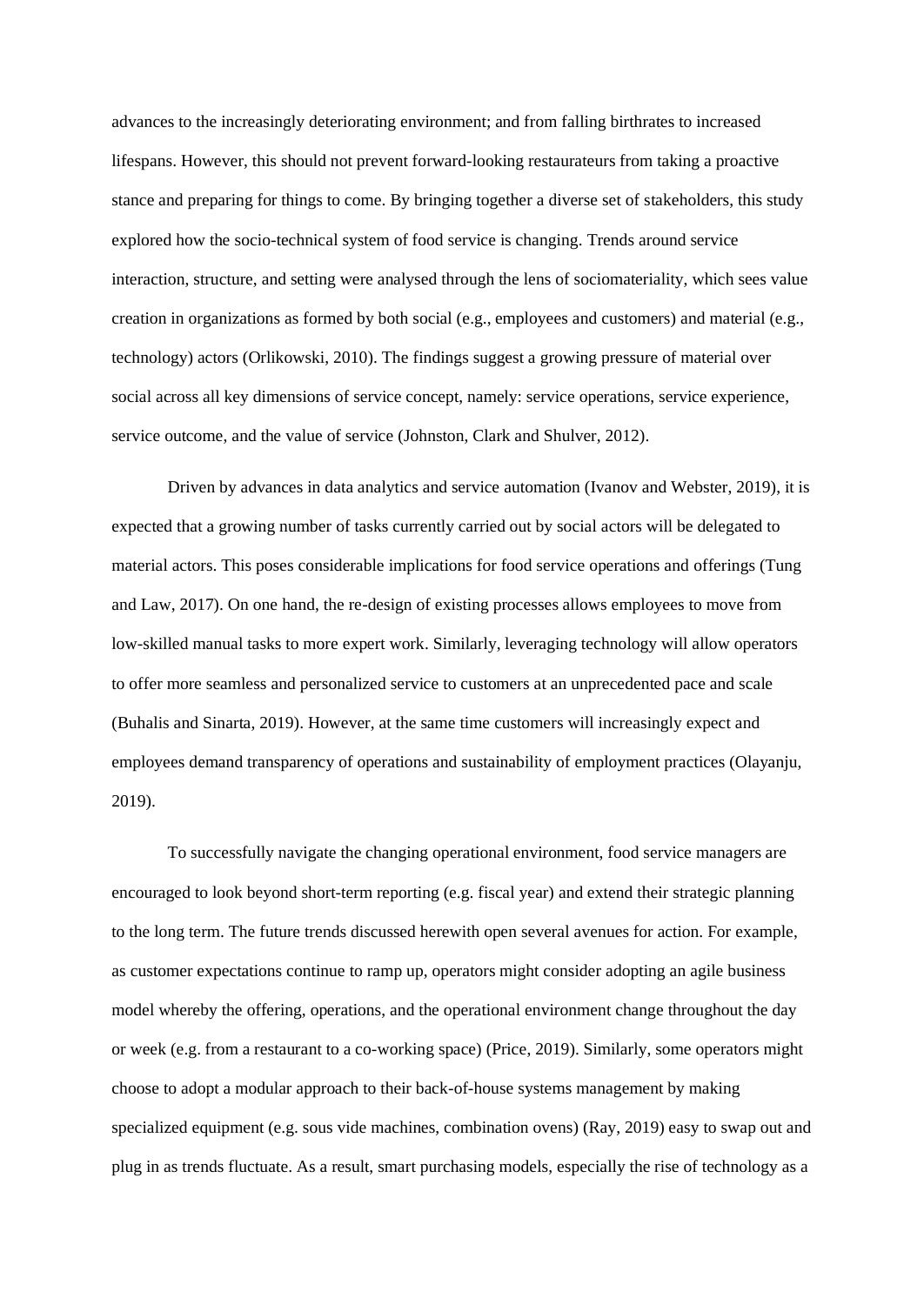advances to the increasingly deteriorating environment; and from falling birthrates to increased lifespans. However, this should not prevent forward-looking restaurateurs from taking a proactive stance and preparing for things to come. By bringing together a diverse set of stakeholders, this study explored how the socio-technical system of food service is changing. Trends around service interaction, structure, and setting were analysed through the lens of sociomateriality, which sees value creation in organizations as formed by both social (e.g., employees and customers) and material (e.g., technology) actors (Orlikowski, 2010). The findings suggest a growing pressure of material over social across all key dimensions of service concept, namely: service operations, service experience, service outcome, and the value of service (Johnston, Clark and Shulver, 2012).

Driven by advances in data analytics and service automation (Ivanov and Webster, 2019), it is expected that a growing number of tasks currently carried out by social actors will be delegated to material actors. This poses considerable implications for food service operations and offerings (Tung and Law, 2017). On one hand, the re-design of existing processes allows employees to move from low-skilled manual tasks to more expert work. Similarly, leveraging technology will allow operators to offer more seamless and personalized service to customers at an unprecedented pace and scale (Buhalis and Sinarta, 2019). However, at the same time customers will increasingly expect and employees demand transparency of operations and sustainability of employment practices (Olayanju, 2019).

To successfully navigate the changing operational environment, food service managers are encouraged to look beyond short-term reporting (e.g. fiscal year) and extend their strategic planning to the long term. The future trends discussed herewith open several avenues for action. For example, as customer expectations continue to ramp up, operators might consider adopting an agile business model whereby the offering, operations, and the operational environment change throughout the day or week (e.g. from a restaurant to a co-working space) (Price, 2019). Similarly, some operators might choose to adopt a modular approach to their back-of-house systems management by making specialized equipment (e.g. sous vide machines, combination ovens) (Ray, 2019) easy to swap out and plug in as trends fluctuate. As a result, smart purchasing models, especially the rise of technology as a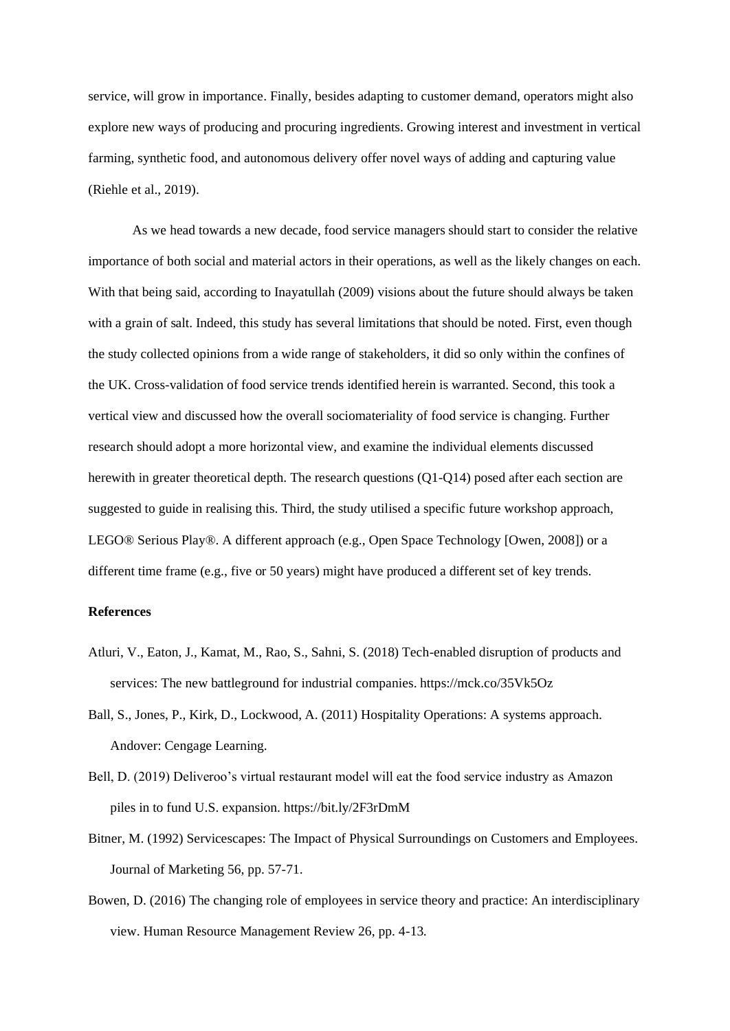service, will grow in importance. Finally, besides adapting to customer demand, operators might also explore new ways of producing and procuring ingredients. Growing interest and investment in vertical farming, synthetic food, and autonomous delivery offer novel ways of adding and capturing value (Riehle et al., 2019).

As we head towards a new decade, food service managers should start to consider the relative importance of both social and material actors in their operations, as well as the likely changes on each. With that being said, according to Inayatullah (2009) visions about the future should always be taken with a grain of salt. Indeed, this study has several limitations that should be noted. First, even though the study collected opinions from a wide range of stakeholders, it did so only within the confines of the UK. Cross-validation of food service trends identified herein is warranted. Second, this took a vertical view and discussed how the overall sociomateriality of food service is changing. Further research should adopt a more horizontal view, and examine the individual elements discussed herewith in greater theoretical depth. The research questions (Q1-Q14) posed after each section are suggested to guide in realising this. Third, the study utilised a specific future workshop approach, LEGO® Serious Play®. A different approach (e.g., Open Space Technology [Owen, 2008]) or a different time frame (e.g., five or 50 years) might have produced a different set of key trends.

**References**

Atluri, V., Eaton, J., Kamat, M., Rao, S., Sahni, S. (2018) Tech-enabled disruption of products and services: The new battleground for industrial companies. https://mck.co/35Vk5Oz

Ball, S., Jones, P., Kirk, D., Lockwood, A. (2011) Hospitality Operations: A systems approach. Andover: Cengage Learning.

Bell, D. (2019) Deliveroo's virtual restaurant model will eat the food service industry as Amazon piles in to fund U.S. expansion. https://bit.ly/2F3rDmM

Bitner, M. (1992) Servicescapes: The Impact of Physical Surroundings on Customers and Employees. Journal of Marketing 56, pp. 57-71.

Bowen, D. (2016) The changing role of employees in service theory and practice: An interdisciplinary view. Human Resource Management Review 26, pp. 4-13.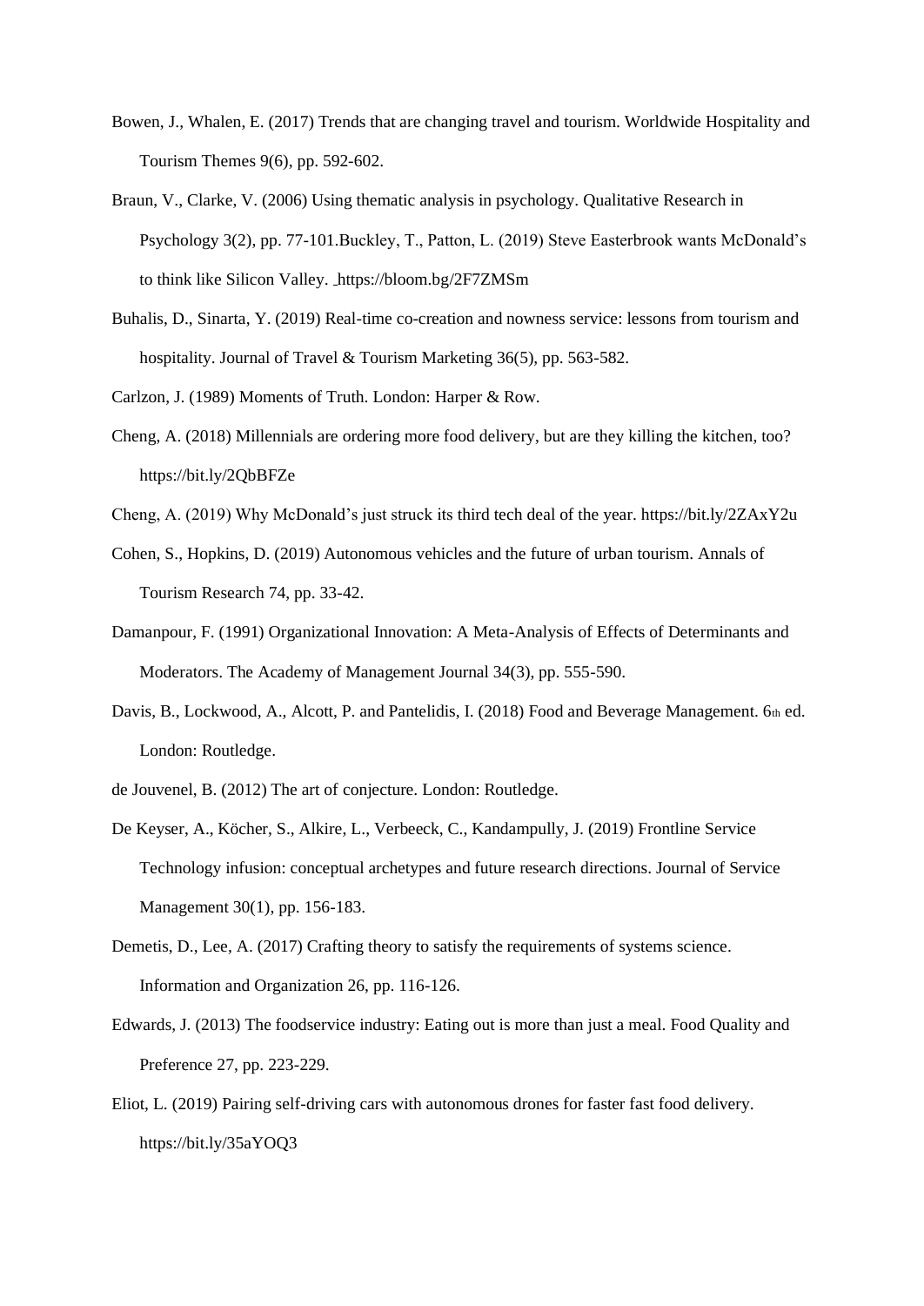Bowen, J., Whalen, E. (2017) Trends that are changing travel and tourism. Worldwide Hospitality and Tourism Themes 9(6), pp. 592-602.

Braun, V., Clarke, V. (2006) Using thematic analysis in psychology. Qualitative Research in Psychology 3(2), pp. 77-101.Buckley, T., Patton, L. (2019) Steve Easterbrook wants McDonald's to think like Silicon Valley. https://bloom.bg/2F7ZMSm

Buhalis, D., Sinarta, Y. (2019) Real-time co-creation and nowness service: lessons from tourism and hospitality. Journal of Travel & Tourism Marketing 36(5), pp. 563-582.

Carlzon, J. (1989) Moments of Truth. London: Harper & Row.

Cheng, A. (2018) Millennials are ordering more food delivery, but are they killing the kitchen, too? https://bit.ly/2QbBFZe

Cheng, A. (2019) Why McDonald's just struck its third tech deal of the year. https://bit.ly/2ZAxY2u

Cohen, S., Hopkins, D. (2019) Autonomous vehicles and the future of urban tourism. Annals of Tourism Research 74, pp. 33-42.

Damanpour, F. (1991) Organizational Innovation: A Meta-Analysis of Effects of Determinants and Moderators. The Academy of Management Journal 34(3), pp. 555-590.

Davis, B., Lockwood, A., Alcott, P. and Pantelidis, I. (2018) Food and Beverage Management. 6th ed. London: Routledge.

de Jouvenel, B. (2012) The art of conjecture. London: Routledge.

De Keyser, A., Köcher, S., Alkire, L., Verbeeck, C., Kandampully, J. (2019) Frontline Service Technology infusion: conceptual archetypes and future research directions. Journal of Service Management 30(1), pp. 156-183.

Demetis, D., Lee, A. (2017) Crafting theory to satisfy the requirements of systems science. Information and Organization 26, pp. 116-126.

Edwards, J. (2013) The foodservice industry: Eating out is more than just a meal. Food Quality and Preference 27, pp. 223-229.

Eliot, L. (2019) Pairing self-driving cars with autonomous drones for faster fast food delivery. https://bit.ly/35aYOQ3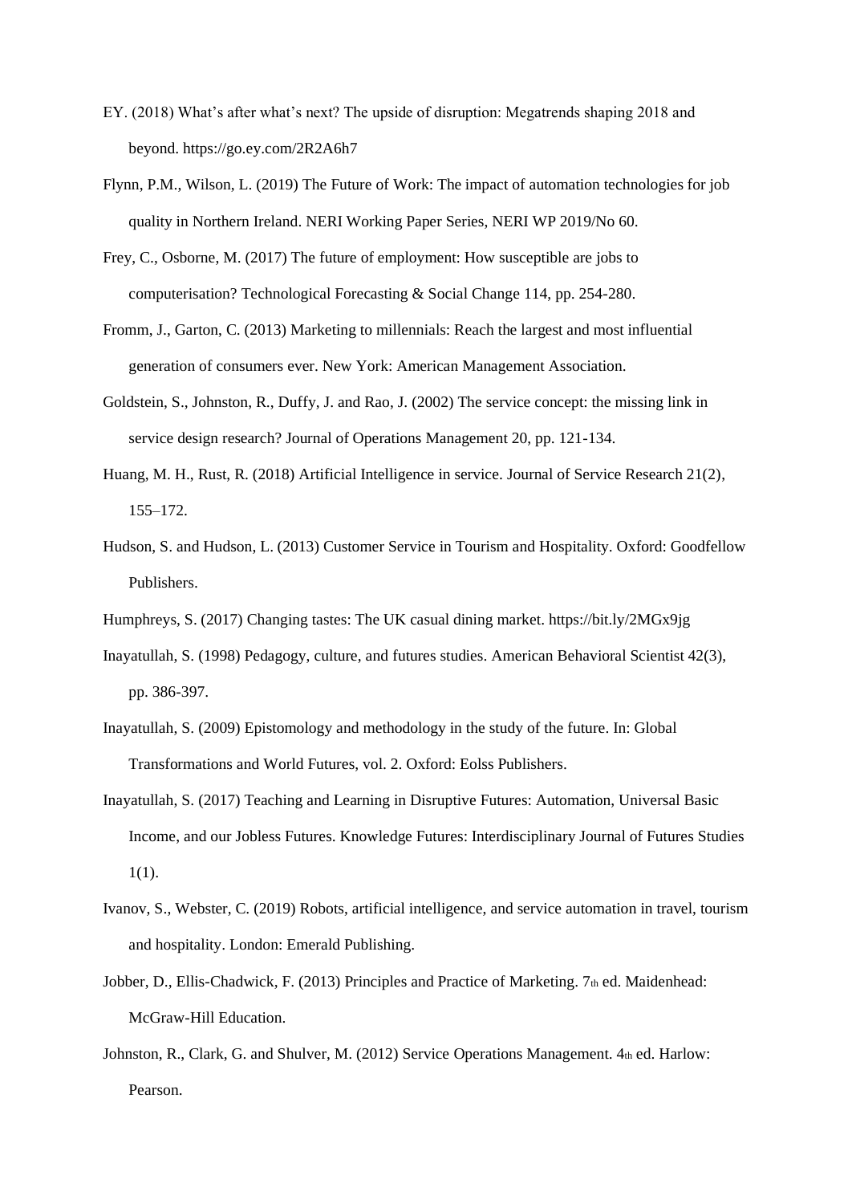EY. (2018) What's after what's next? The upside of disruption: Megatrends shaping 2018 and beyond. https://go.ey.com/2R2A6h7

Flynn, P.M., Wilson, L. (2019) The Future of Work: The impact of automation technologies for job quality in Northern Ireland. NERI Working Paper Series, NERI WP 2019/No 60.

Frey, C., Osborne, M. (2017) The future of employment: How susceptible are jobs to computerisation? Technological Forecasting & Social Change 114, pp. 254-280.

Fromm, J., Garton, C. (2013) Marketing to millennials: Reach the largest and most influential generation of consumers ever. New York: American Management Association.

Goldstein, S., Johnston, R., Duffy, J. and Rao, J. (2002) The service concept: the missing link in service design research? Journal of Operations Management 20, pp. 121-134.

Huang, M. H., Rust, R. (2018) Artificial Intelligence in service. Journal of Service Research 21(2), 155–172.

Hudson, S. and Hudson, L. (2013) Customer Service in Tourism and Hospitality. Oxford: Goodfellow Publishers.

Humphreys, S. (2017) Changing tastes: The UK casual dining market. https://bit.ly/2MGx9jg

Inayatullah, S. (1998) Pedagogy, culture, and futures studies. American Behavioral Scientist 42(3), pp. 386-397.

Inayatullah, S. (2009) Epistomology and methodology in the study of the future. In: Global Transformations and World Futures, vol. 2. Oxford: Eolss Publishers.

Inayatullah, S. (2017) Teaching and Learning in Disruptive Futures: Automation, Universal Basic Income, and our Jobless Futures. Knowledge Futures: Interdisciplinary Journal of Futures Studies 1(1).

Ivanov, S., Webster, C. (2019) Robots, artificial intelligence, and service automation in travel, tourism and hospitality. London: Emerald Publishing.

Jobber, D., Ellis-Chadwick, F. (2013) Principles and Practice of Marketing. 7th ed. Maidenhead: McGraw-Hill Education.

Johnston, R., Clark, G. and Shulver, M. (2012) Service Operations Management. 4th ed. Harlow: Pearson.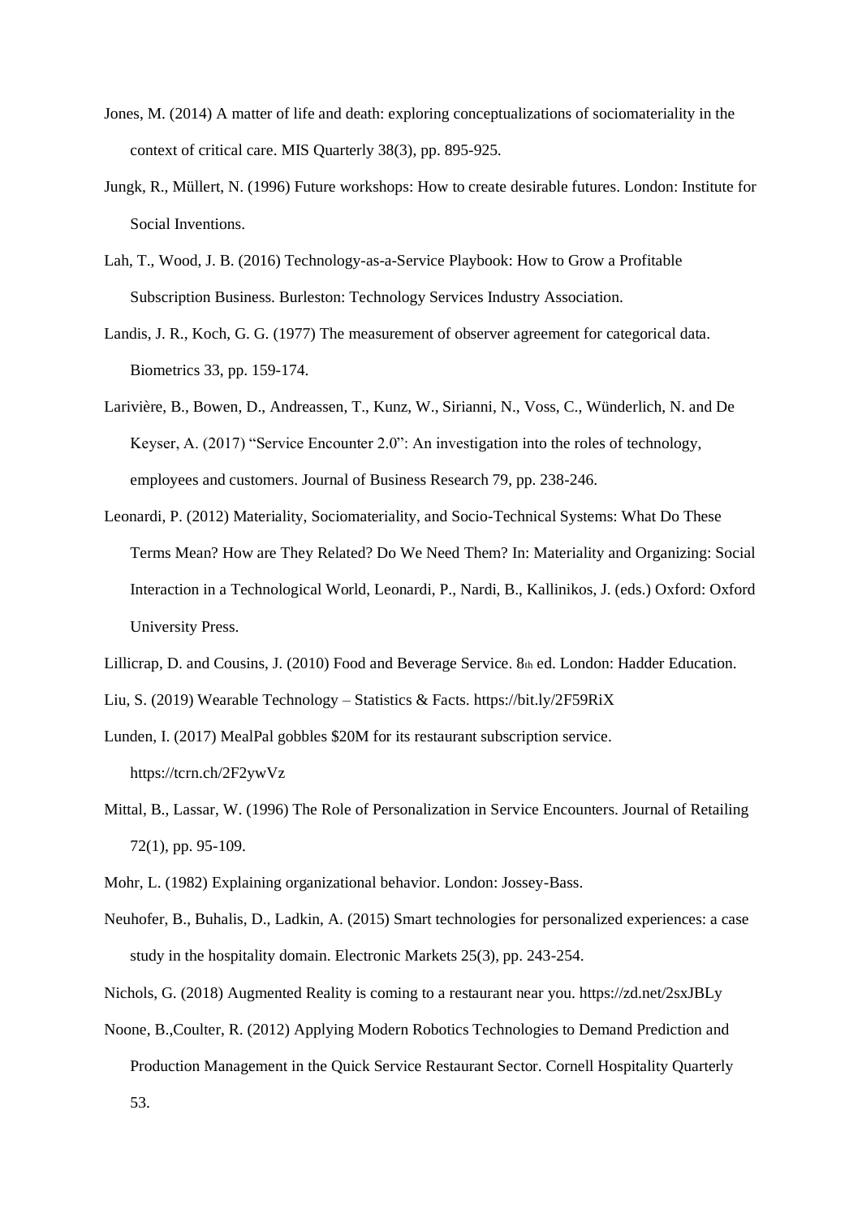Jones, M. (2014) A matter of life and death: exploring conceptualizations of sociomateriality in the context of critical care. MIS Quarterly 38(3), pp. 895-925.

Jungk, R., Müllert, N. (1996) Future workshops: How to create desirable futures. London: Institute for Social Inventions.

Lah, T., Wood, J. B. (2016) Technology-as-a-Service Playbook: How to Grow a Profitable Subscription Business. Burleston: Technology Services Industry Association.

Landis, J. R., Koch, G. G. (1977) The measurement of observer agreement for categorical data. Biometrics 33, pp. 159-174.

Larivière, B., Bowen, D., Andreassen, T., Kunz, W., Sirianni, N., Voss, C., Wünderlich, N. and De Keyser, A. (2017) "Service Encounter 2.0": An investigation into the roles of technology, employees and customers. Journal of Business Research 79, pp. 238-246.

Leonardi, P. (2012) Materiality, Sociomateriality, and Socio-Technical Systems: What Do These Terms Mean? How are They Related? Do We Need Them? In: Materiality and Organizing: Social Interaction in a Technological World, Leonardi, P., Nardi, B., Kallinikos, J. (eds.) Oxford: Oxford University Press.

Lillicrap, D. and Cousins, J. (2010) Food and Beverage Service. 8th ed. London: Hadder Education.

Liu, S. (2019) Wearable Technology – Statistics & Facts. https://bit.ly/2F59RiX

Lunden, I. (2017) MealPal gobbles $20M for its restaurant subscription service. https://tcrn.ch/2F2ywVz

Mittal, B., Lassar, W. (1996) The Role of Personalization in Service Encounters. Journal of Retailing 72(1), pp. 95-109.

Mohr, L. (1982) Explaining organizational behavior. London: Jossey-Bass.

Neuhofer, B., Buhalis, D., Ladkin, A. (2015) Smart technologies for personalized experiences: a case study in the hospitality domain. Electronic Markets 25(3), pp. 243-254.

Nichols, G. (2018) Augmented Reality is coming to a restaurant near you. https://zd.net/2sxJBLy

Noone, B.,Coulter, R. (2012) Applying Modern Robotics Technologies to Demand Prediction and Production Management in the Quick Service Restaurant Sector. Cornell Hospitality Quarterly 53.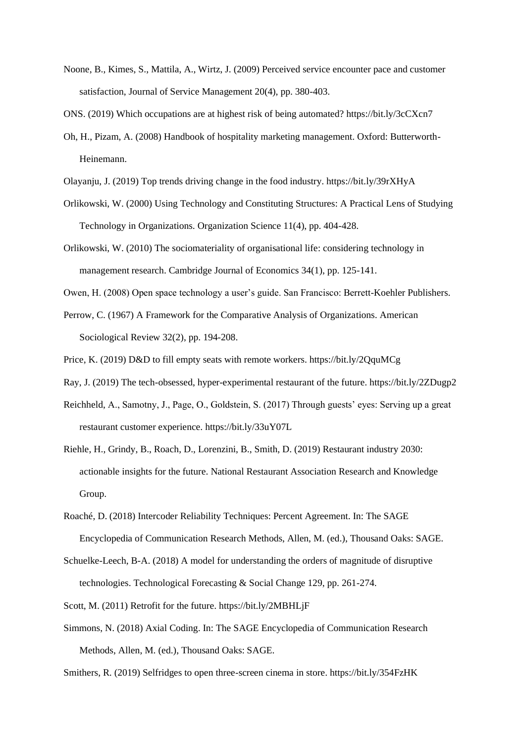Noone, B., Kimes, S., Mattila, A., Wirtz, J. (2009) Perceived service encounter pace and customer satisfaction, Journal of Service Management 20(4), pp. 380-403.

ONS. (2019) Which occupations are at highest risk of being automated? https://bit.ly/3cCXcn7

Oh, H., Pizam, A. (2008) Handbook of hospitality marketing management. Oxford: Butterworth-Heinemann.

Olayanju, J. (2019) Top trends driving change in the food industry. https://bit.ly/39rXHyA

Orlikowski, W. (2000) Using Technology and Constituting Structures: A Practical Lens of Studying Technology in Organizations. Organization Science 11(4), pp. 404-428.

Orlikowski, W. (2010) The sociomateriality of organisational life: considering technology in management research. Cambridge Journal of Economics 34(1), pp. 125-141.

Owen, H. (2008) Open space technology a user's guide. San Francisco: Berrett-Koehler Publishers.

Perrow, C. (1967) A Framework for the Comparative Analysis of Organizations. American Sociological Review 32(2), pp. 194-208.

Price, K. (2019) D&D to fill empty seats with remote workers. https://bit.ly/2QquMCg

Ray, J. (2019) The tech-obsessed, hyper-experimental restaurant of the future. https://bit.ly/2ZDugp2

Reichheld, A., Samotny, J., Page, O., Goldstein, S. (2017) Through guests' eyes: Serving up a great restaurant customer experience. https://bit.ly/33uY07L

Riehle, H., Grindy, B., Roach, D., Lorenzini, B., Smith, D. (2019) Restaurant industry 2030: actionable insights for the future. National Restaurant Association Research and Knowledge Group.

Roaché, D. (2018) Intercoder Reliability Techniques: Percent Agreement. In: The SAGE Encyclopedia of Communication Research Methods, Allen, M. (ed.), Thousand Oaks: SAGE.

Schuelke-Leech, B-A. (2018) A model for understanding the orders of magnitude of disruptive technologies. Technological Forecasting & Social Change 129, pp. 261-274.

Scott, M. (2011) Retrofit for the future. https://bit.ly/2MBHLjF

Simmons, N. (2018) Axial Coding. In: The SAGE Encyclopedia of Communication Research Methods, Allen, M. (ed.), Thousand Oaks: SAGE.

Smithers, R. (2019) Selfridges to open three-screen cinema in store. https://bit.ly/354FzHK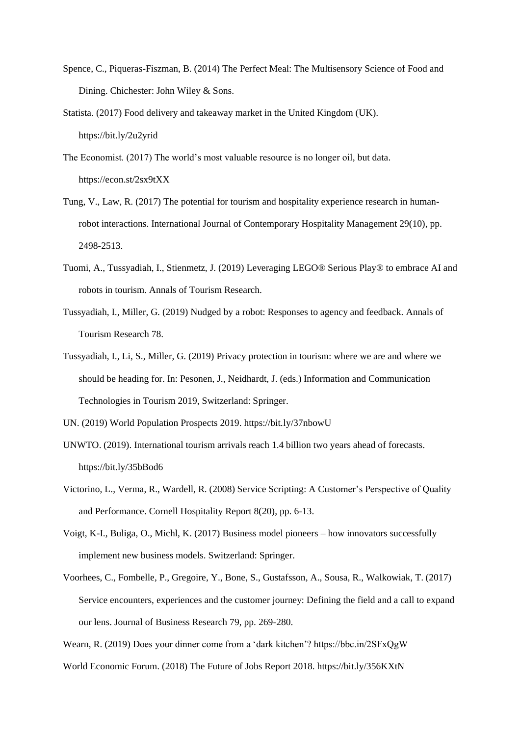Spence, C., Piqueras-Fiszman, B. (2014) The Perfect Meal: The Multisensory Science of Food and Dining. Chichester: John Wiley & Sons.

Statista. (2017) Food delivery and takeaway market in the United Kingdom (UK). https://bit.ly/2u2yrid

The Economist. (2017) The world's most valuable resource is no longer oil, but data. https://econ.st/2sx9tXX

Tung, V., Law, R. (2017) The potential for tourism and hospitality experience research in human-robot interactions. International Journal of Contemporary Hospitality Management 29(10), pp. 2498-2513.

Tuomi, A., Tussyadiah, I., Stienmetz, J. (2019) Leveraging LEGO® Serious Play® to embrace AI and robots in tourism. Annals of Tourism Research.

Tussyadiah, I., Miller, G. (2019) Nudged by a robot: Responses to agency and feedback. Annals of Tourism Research 78.

Tussyadiah, I., Li, S., Miller, G. (2019) Privacy protection in tourism: where we are and where we should be heading for. In: Pesonen, J., Neidhardt, J. (eds.) Information and Communication Technologies in Tourism 2019, Switzerland: Springer.

UN. (2019) World Population Prospects 2019. https://bit.ly/37nbowU

UNWTO. (2019). International tourism arrivals reach 1.4 billion two years ahead of forecasts. https://bit.ly/35bBod6

Victorino, L., Verma, R., Wardell, R. (2008) Service Scripting: A Customer's Perspective of Quality and Performance. Cornell Hospitality Report 8(20), pp. 6-13.

Voigt, K-I., Buliga, O., Michl, K. (2017) Business model pioneers – how innovators successfully implement new business models. Switzerland: Springer.

Voorhees, C., Fombelle, P., Gregoire, Y., Bone, S., Gustafsson, A., Sousa, R., Walkowiak, T. (2017) Service encounters, experiences and the customer journey: Defining the field and a call to expand our lens. Journal of Business Research 79, pp. 269-280.

Wearn, R. (2019) Does your dinner come from a 'dark kitchen'? https://bbc.in/2SFxQgW

World Economic Forum. (2018) The Future of Jobs Report 2018. https://bit.ly/356KXtN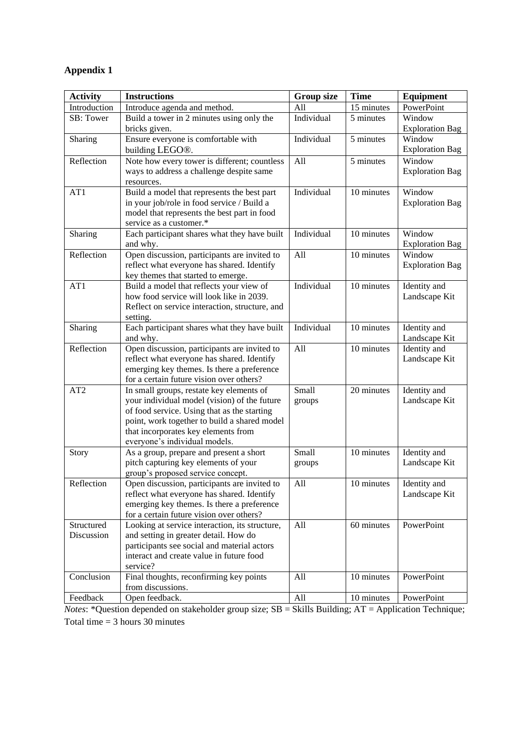**Appendix 1**

| Activity | Instructions | Group size | Time | Equipment |
|---|---|---|---|---|
| Introduction | Introduce agenda and method. | All | 15 minutes | PowerPoint |
| SB: Tower | Build a tower in 2 minutes using only the bricks given. | Individual | 5 minutes | Window Exploration Bag |
| Sharing | Ensure everyone is comfortable with building LEGO®. | Individual | 5 minutes | Window Exploration Bag |
| Reflection | Note how every tower is different; countless ways to address a challenge despite same resources. | All | 5 minutes | Window Exploration Bag |
| AT1 | Build a model that represents the best part in your job/role in food service / Build a model that represents the best part in food service as a customer.* | Individual | 10 minutes | Window Exploration Bag |
| Sharing | Each participant shares what they have built and why. | Individual | 10 minutes | Window Exploration Bag |
| Reflection | Open discussion, participants are invited to reflect what everyone has shared. Identify key themes that started to emerge. | All | 10 minutes | Window Exploration Bag |
| AT1 | Build a model that reflects your view of how food service will look like in 2039. Reflect on service interaction, structure, and setting. | Individual | 10 minutes | Identity and Landscape Kit |
| Sharing | Each participant shares what they have built and why. | Individual | 10 minutes | Identity and Landscape Kit |
| Reflection | Open discussion, participants are invited to reflect what everyone has shared. Identify emerging key themes. Is there a preference for a certain future vision over others? | All | 10 minutes | Identity and Landscape Kit |
| AT2 | In small groups, restate key elements of your individual model (vision) of the future of food service. Using that as the starting point, work together to build a shared model that incorporates key elements from everyone's individual models. | Small groups | 20 minutes | Identity and Landscape Kit |
| Story | As a group, prepare and present a short pitch capturing key elements of your group's proposed service concept. | Small groups | 10 minutes | Identity and Landscape Kit |
| Reflection | Open discussion, participants are invited to reflect what everyone has shared. Identify emerging key themes. Is there a preference for a certain future vision over others? | All | 10 minutes | Identity and Landscape Kit |
| Structured Discussion | Looking at service interaction, its structure, and setting in greater detail. How do participants see social and material actors interact and create value in future food service? | All | 60 minutes | PowerPoint |
| Conclusion | Final thoughts, reconfirming key points from discussions. | All | 10 minutes | PowerPoint |
| Feedback | Open feedback. | All | 10 minutes | PowerPoint |

*Notes*: *Question depended on stakeholder group size; SB = Skills Building; AT = Application Technique; Total time = 3 hours 30 minutes